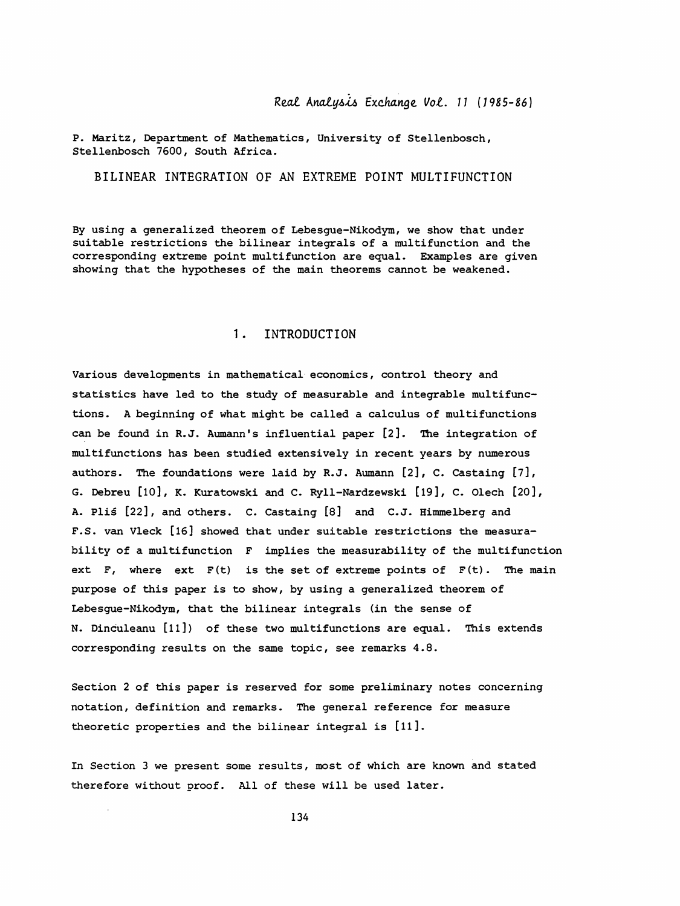P. Maritz, Department of Mathematics, University of Stellenbosch, Stellenbosch 7600, South Africa.

# BILINEAR INTEGRATION OF AN EXTREME POINT MULTIFUNCTION

By using a generalized theorem of Lebesgue-Nikodym, we show that under suitable restrictions the bilinear integrals of a multifunction and the corresponding extreme point multifunction are equal. Examples are given showing that the hypotheses of the main theorems cannot be weakened.

## 1. INTRODUCTION

Various developments in mathematical economics, control theory and statistics have led to the study of measurable and integrable multifunctions. A beginning of what might be called a calculus of multifunctions can be found in R.J. Aumann's influential paper [2]. The integration of multifunctions has been studied extensively in recent years by numerous authors. The foundations were laid by R.J. Aumann [2], C. Castaing [7], G. Debreu [10], K. Kuratowski and C. Ryll-Nardzewski [19], C. Olech [20], A. Pliś [22], and others. C. Castaing [8] and C.J. Himmelberg and F.S. van Vleck [16] showed that under suitable restrictions the measurability of a multifunction $F$ implies the measurability of the multifunction ext $F$, where ext $F(t)$ is the set of extreme points of $F(t)$. The main purpose of this paper is to show, by using a generalized theorem of Lebesgue-Nikodym, that the bilinear integrals (in the sense of N. Dinculeanu [11]) of these two multifunctions are equal. This extends corresponding results on the same topic, see remarks 4.8.

Section 2 of this paper is reserved for some preliminary notes concerning notation, definition and remarks. The general reference for measure theoretic properties and the bilinear integral is [11].

In Section 3 we present some results, most of which are known and stated therefore without proof. All of these will be used later.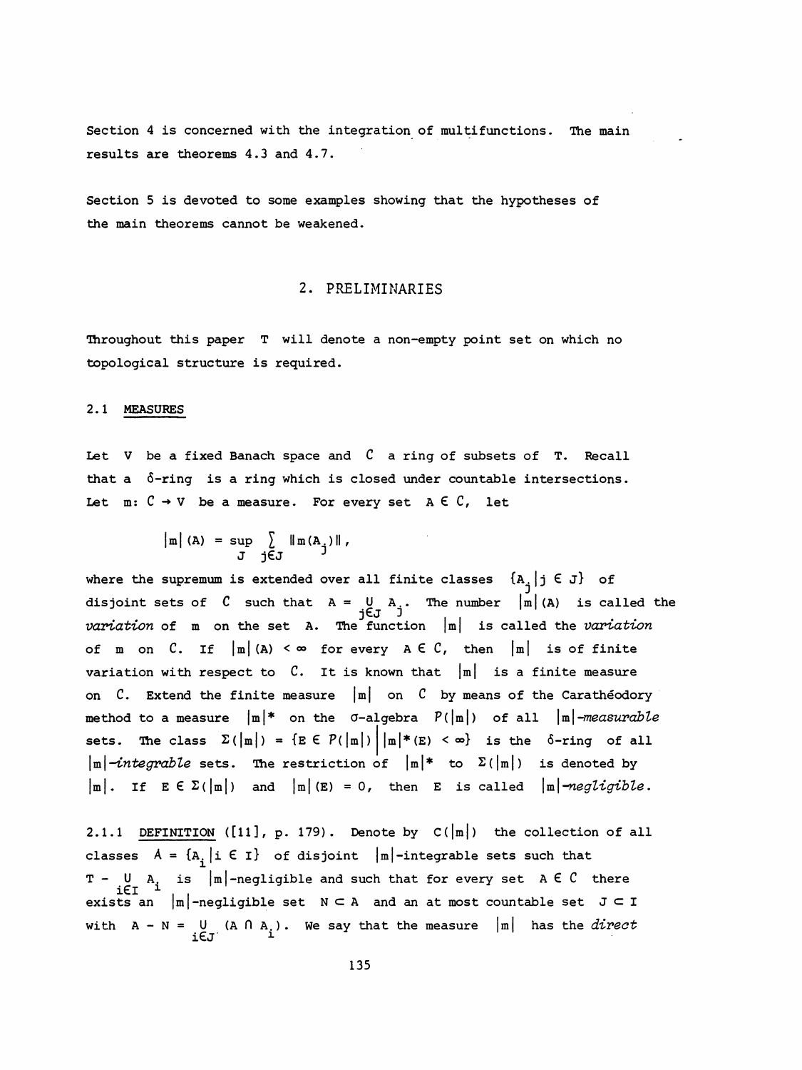Section 4 is concerned with the integration of multifunctions. The main results are theorems 4.3 and 4.7.

Section 5 is devoted to some examples showing that the hypotheses of the main theorems cannot be weakened.

## 2. PRELIMINARIES

Throughout this paper $T$ will denote a non-empty point set on which no topological structure is required.

### 2.1 MEASURES

Let $V$ be a fixed Banach space and $\mathcal{C}$ a ring of subsets of $T$. Recall that a $\delta$-ring is a ring which is closed under countable intersections. Let $m: \mathcal{C} \to V$ be a measure. For every set $A \in \mathcal{C}$, let

$$|m|(A) = \sup_J \sum_{j \in J} \|m(A_j)\|,$$

where the supremum is extended over all finite classes $\{A_j | j \in J\}$ of disjoint sets of $\mathcal{C}$ such that $A = \bigcup_{j \in J} A_j$. The number $|m|(A)$ is called the *variation* of $m$ on the set $A$. The function $|m|$ is called the *variation* of $m$ on $\mathcal{C}$. If $|m|(A) < \infty$ for every $A \in \mathcal{C}$, then $|m|$ is of finite variation with respect to $\mathcal{C}$. It is known that $|m|$ is a finite measure on $\mathcal{C}$. Extend the finite measure $|m|$ on $\mathcal{C}$ by means of the Carathéodory method to a measure $|m|^*$ on the $\sigma$-algebra $\mathcal{P}(|m|)$ of all $|m|$-*measurable* sets. The class $\Sigma(|m|) = \{E \in \mathcal{P}(|m|) \,|\, |m|^*(E) < \infty\}$ is the $\delta$-ring of all $|m|$-*integrable* sets. The restriction of $|m|^*$ to $\Sigma(|m|)$ is denoted by $|m|$. If $E \in \Sigma(|m|)$ and $|m|(E) = 0$, then $E$ is called $|m|$-*negligible*.

2.1.1 DEFINITION ([11], p. 179). Denote by $C(|m|)$ the collection of all classes $\mathcal{A} = \{A_i | i \in I\}$ of disjoint $|m|$-integrable sets such that $T - \bigcup_{i \in I} A_i$ is $|m|$-negligible and such that for every set $A \in \mathcal{C}$ there exists an $|m|$-negligible set $N \subset A$ and an at most countable set $J \subset I$ with $A - N = \bigcup_{i \in J} (A \cap A_i)$. We say that the measure $|m|$ has the *direct*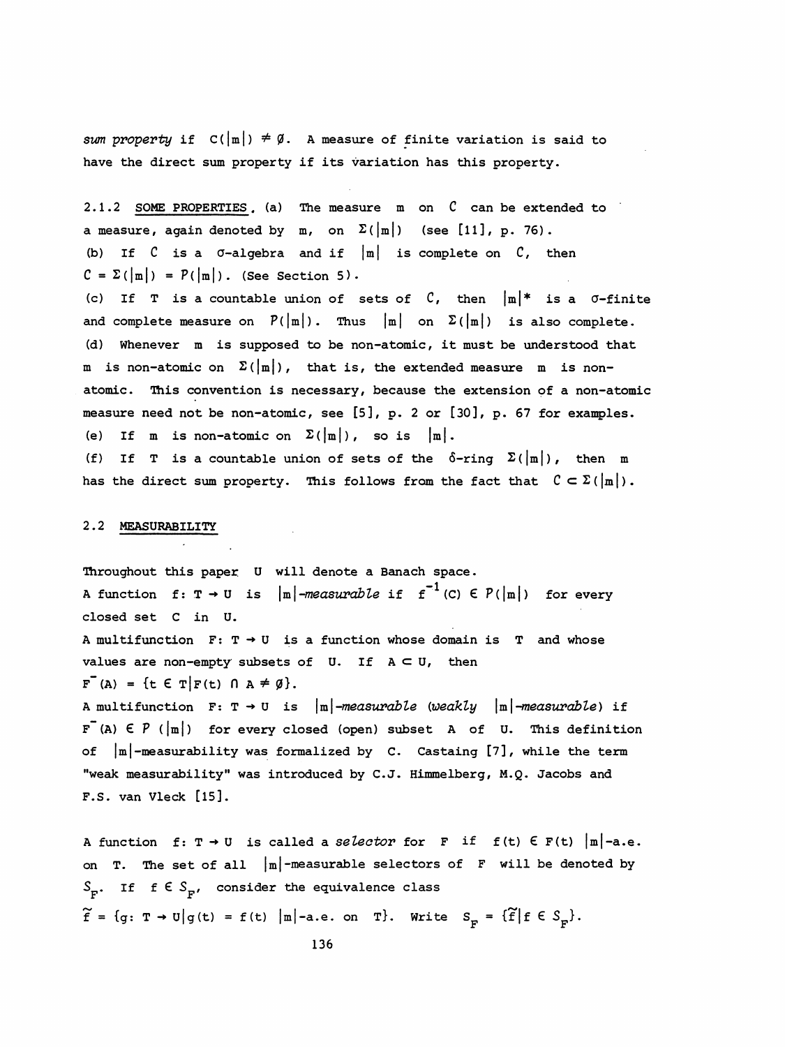*sum property* if $C(|m|) \neq \emptyset$. A measure of finite variation is said to have the direct sum property if its variation has this property.

2.1.2 SOME PROPERTIES. (a) The measure $m$ on $\mathcal{C}$ can be extended to a measure, again denoted by $m$, on $\Sigma(|m|)$ (see [11], p. 76).

(b) If $\mathcal{C}$ is a $\sigma$-algebra and if $|m|$ is complete on $\mathcal{C}$, then $\mathcal{C} = \Sigma(|m|) = \mathcal{P}(|m|)$. (See Section 5).

(c) If $T$ is a countable union of sets of $\mathcal{C}$, then $|m|^*$ is a $\sigma$-finite and complete measure on $\mathcal{P}(|m|)$. Thus $|m|$ on $\Sigma(|m|)$ is also complete.

(d) Whenever $m$ is supposed to be non-atomic, it must be understood that $m$ is non-atomic on $\Sigma(|m|)$, that is, the extended measure $m$ is non-atomic. This convention is necessary, because the extension of a non-atomic measure need not be non-atomic, see [5], p. 2 or [30], p. 67 for examples.

(e) If $m$ is non-atomic on $\Sigma(|m|)$, so is $|m|$.

(f) If $T$ is a countable union of sets of the $\delta$-ring $\Sigma(|m|)$, then $m$ has the direct sum property. This follows from the fact that $\mathcal{C} \subset \Sigma(|m|)$.

## 2.2 MEASURABILITY

Throughout this paper $U$ will denote a Banach space.

A function $f: T \to U$ is *$|m|$-measurable* if $f^{-1}(C) \in \mathcal{P}(|m|)$ for every closed set $C$ in $U$.

A multifunction $F: T \to U$ is a function whose domain is $T$ and whose values are non-empty subsets of $U$. If $A \subset U$, then $F^{-}(A) = \{t \in T | F(t) \cap A \neq \emptyset\}$.

A multifunction $F: T \to U$ is *$|m|$-measurable* (*weakly $|m|$-measurable*) if $F^{-}(A) \in \mathcal{P}(|m|)$ for every closed (open) subset $A$ of $U$. This definition of $|m|$-measurability was formalized by C. Castaing [7], while the term "weak measurability" was introduced by C.J. Himmelberg, M.Q. Jacobs and F.S. van Vleck [15].

A function $f: T \to U$ is called a *selector* for $F$ if $f(t) \in F(t)$ $|m|$-a.e. on $T$. The set of all $|m|$-measurable selectors of $F$ will be denoted by $\mathcal{S}_F$. If $f \in \mathcal{S}_F$, consider the equivalence class $\tilde{f} = \{g: T \to U | g(t) = f(t) \ |m|\text{-a.e. on } T\}$. Write $S_F = \{\tilde{f} | f \in \mathcal{S}_F\}$.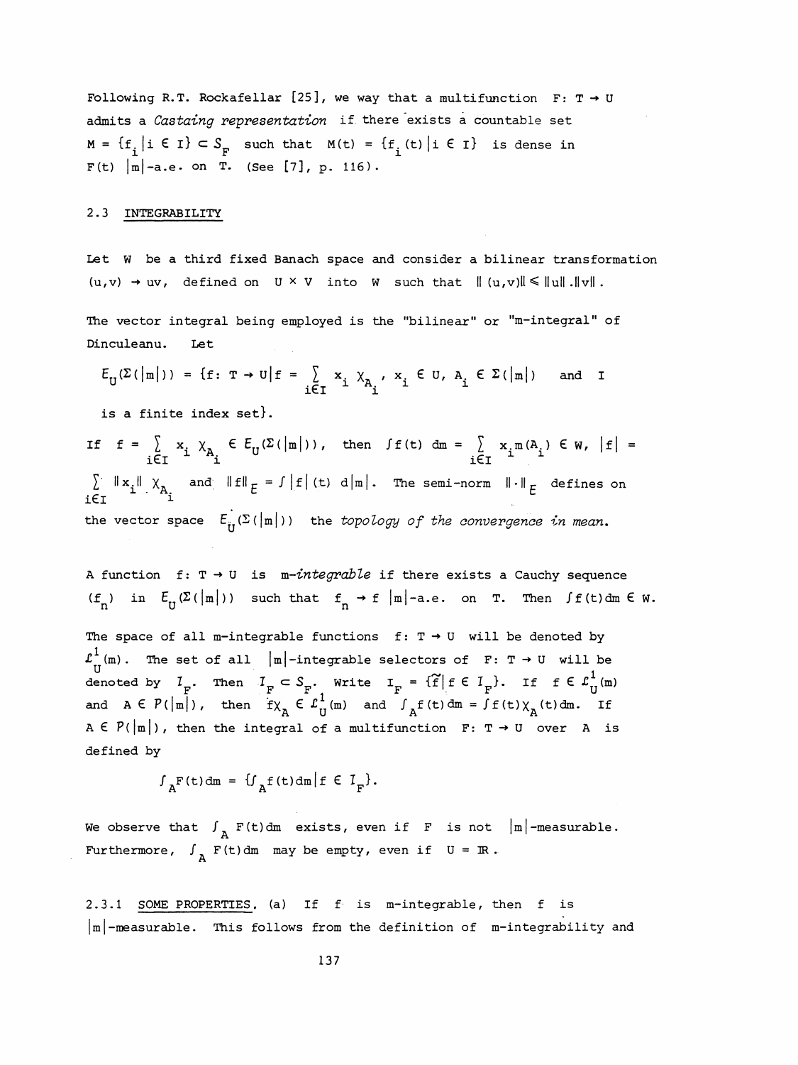Following R.T. Rockafellar [25], we way that a multifunction $F: T \to U$ admits a *Castaing representation* if there exists a countable set $M = \{f_i | i \in I\} \subset S_F$ such that $M(t) = \{f_i(t) | i \in I\}$ is dense in $F(t)$ $|m|$-a.e. on $T$. (See [7], p. 116).

## 2.3 INTEGRABILITY

Let $W$ be a third fixed Banach space and consider a bilinear transformation $(u,v) \to uv$, defined on $U \times V$ into $W$ such that $\|(u,v)\| \leqslant \|u\| . \|v\|$.

The vector integral being employed is the "bilinear" or "m-integral" of Dinculeanu. Let

$$E_U(\Sigma(|m|)) = \{f: T \to U | f = \sum_{i \in I} x_i \chi_{A_i}, \ x_i \in U, \ A_i \in \Sigma(|m|) \text{ and } I$$

is a finite index set$\}$.

If $f = \sum_{i \in I} x_i \chi_{A_i} \in E_U(\Sigma(|m|))$, then $\int f(t)\, dm = \sum_{i \in I} x_i m(A_i) \in W$, $|f| = \sum_{i \in I} \|x_i\| \chi_{A_i}$ and $\|f\|_E = \int |f|(t)\, d|m|$. The semi-norm $\|\cdot\|_E$ defines on the vector space $E_U(\Sigma(|m|))$ the *topology of the convergence in mean*.

A function $f: T \to U$ is *m-integrable* if there exists a Cauchy sequence $(f_n)$ in $E_U(\Sigma(|m|))$ such that $f_n \to f$ $|m|$-a.e. on $T$. Then $\int f(t) dm \in W$.

The space of all m-integrable functions $f: T \to U$ will be denoted by $\mathcal{L}^1_U(m)$. The set of all $|m|$-integrable selectors of $F: T \to U$ will be denoted by $\mathcal{I}_F$. Then $\mathcal{I}_F \subset S_F$. Write $I_F = \{\tilde{f} | f \in \mathcal{I}_F\}$. If $f \in \mathcal{L}^1_U(m)$ and $A \in \mathcal{P}(|m|)$, then $f\chi_A \in \mathcal{L}^1_U(m)$ and $\int_A f(t)\, dm = \int f(t) \chi_A(t) dm$. If $A \in \mathcal{P}(|m|)$, then the integral of a multifunction $F: T \to U$ over $A$ is defined by

$$\int_A F(t) dm = \{\int_A f(t) dm | f \in \mathcal{I}_F\}.$$

We observe that $\int_A F(t) dm$ exists, even if $F$ is not $|m|$-measurable. Furthermore, $\int_A F(t) dm$ may be empty, even if $U = \mathbb{R}$.

2.3.1 SOME PROPERTIES. (a) If $f$ is m-integrable, then $f$ is $|m|$-measurable. This follows from the definition of m-integrability and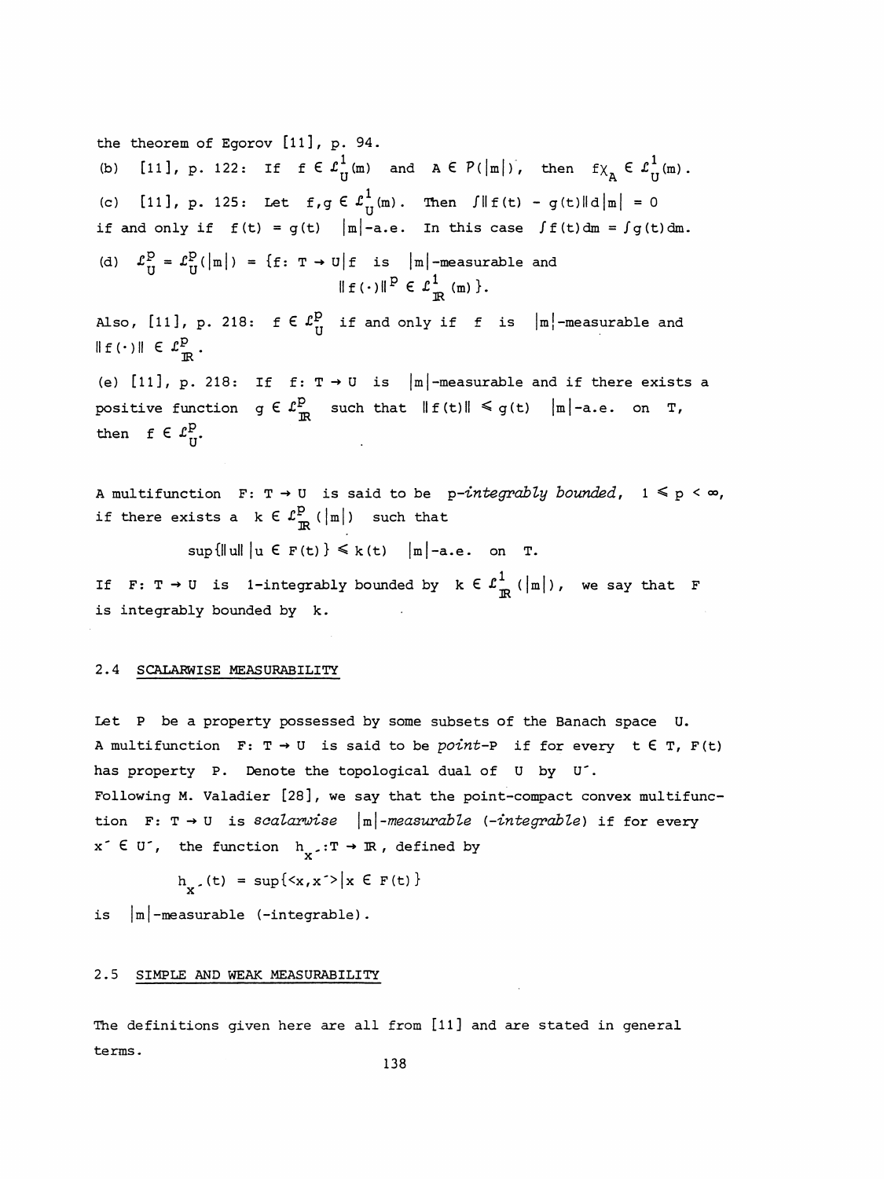the theorem of Egorov [11], p. 94.

(b) [11], p. 122: If $f \in \mathcal{L}^1_U(m)$ and $A \in P(|m|)$, then $f\chi_A \in \mathcal{L}^1_U(m)$.

(c) [11], p. 125: Let $f, g \in \mathcal{L}^1_U(m)$. Then $\int \|f(t) - g(t)\| d|m| = 0$ if and only if $f(t) = g(t)$ $|m|$-a.e. In this case $\int f(t)dm = \int g(t)dm$.

(d) $\mathcal{L}^p_U = \mathcal{L}^p_U(|m|) = \{f\colon T \to U \mid f$ is $|m|$-measurable and $\|f(\cdot)\|^p \in \mathcal{L}^1_{\mathbb{R}}(m)\}$.

Also, [11], p. 218: $f \in \mathcal{L}^p_U$ if and only if $f$ is $|m|$-measurable and $\|f(\cdot)\| \in \mathcal{L}^p_{\mathbb{R}}$.

(e) [11], p. 218: If $f\colon T \to U$ is $|m|$-measurable and if there exists a positive function $g \in \mathcal{L}^p_{\mathbb{R}}$ such that $\|f(t)\| \leqslant g(t)$ $|m|$-a.e. on $T$, then $f \in \mathcal{L}^p_U$.

A multifunction $F\colon T \to U$ is said to be *p-integrably bounded*, $1 \leqslant p < \infty$, if there exists a $k \in \mathcal{L}^p_{\mathbb{R}}(|m|)$ such that

$$\sup\{\|u\| \mid u \in F(t)\} \leqslant k(t) \quad |m|\text{-a.e. on } T.$$

If $F\colon T \to U$ is 1-integrably bounded by $k \in \mathcal{L}^1_{\mathbb{R}}(|m|)$, we say that $F$ is integrably bounded by $k$.

## 2.4 SCALARWISE MEASURABILITY

Let $P$ be a property possessed by some subsets of the Banach space $U$. A multifunction $F\colon T \to U$ is said to be *point-P* if for every $t \in T$, $F(t)$ has property $P$. Denote the topological dual of $U$ by $U'$.
Following M. Valadier [28], we say that the point-compact convex multifunction $F\colon T \to U$ is *scalarwise* $|m|$*-measurable (-integrable)* if for every $x' \in U'$, the function $h_{x'}\colon T \to \mathbb{R}$, defined by

$$h_{x'}(t) = \sup\{\langle x, x'\rangle \mid x \in F(t)\}$$

is $|m|$-measurable (-integrable).

## 2.5 SIMPLE AND WEAK MEASURABILITY

The definitions given here are all from [11] and are stated in general terms.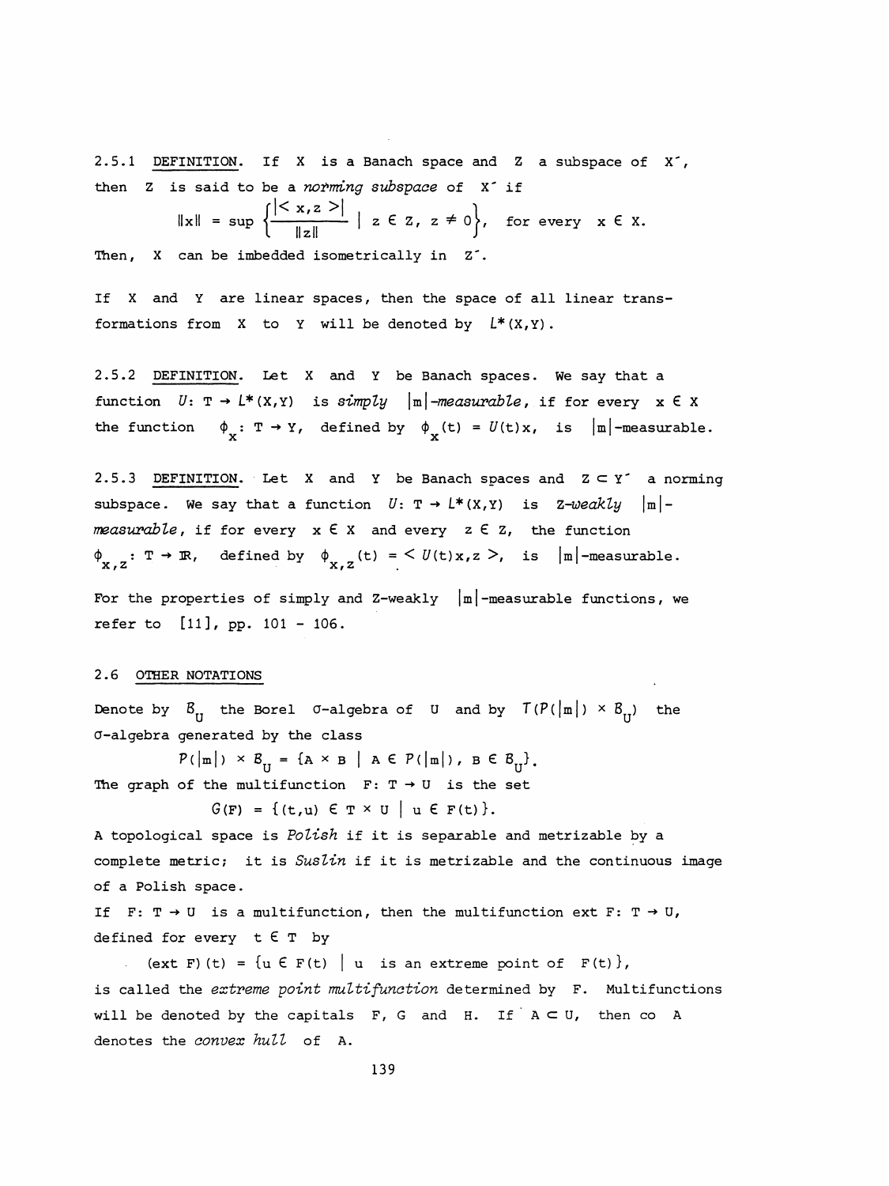2.5.1 DEFINITION. If $X$ is a Banach space and $Z$ a subspace of $X'$, then $Z$ is said to be a *norming subspace* of $X'$ if

$$\|x\| = \sup \left\{ \frac{|\langle x,z \rangle|}{\|z\|} \;\middle|\; z \in Z,\ z \neq 0 \right\}, \quad \text{for every } x \in X.$$

Then, $X$ can be imbedded isometrically in $Z'$.

If $X$ and $Y$ are linear spaces, then the space of all linear transformations from $X$ to $Y$ will be denoted by $L^*(X,Y)$.

2.5.2 DEFINITION. Let $X$ and $Y$ be Banach spaces. We say that a function $U\colon T \to L^*(X,Y)$ is *simply* $|m|$*-measurable*, if for every $x \in X$ the function $\phi_x\colon T \to Y$, defined by $\phi_x(t) = U(t)x$, is $|m|$-measurable.

2.5.3 DEFINITION. Let $X$ and $Y$ be Banach spaces and $Z \subset Y'$ a norming subspace. We say that a function $U\colon T \to L^*(X,Y)$ is $Z$*-weakly* $|m|$*-measurable*, if for every $x \in X$ and every $z \in Z$, the function $\phi_{x,z}\colon T \to \mathbb{R}$, defined by $\phi_{x,z}(t) = \langle U(t)x,z \rangle$, is $|m|$-measurable.

For the properties of simply and Z-weakly $|m|$-measurable functions, we refer to [11], pp. 101 - 106.

## 2.6 OTHER NOTATIONS

Denote by $\mathcal{B}_U$ the Borel $\sigma$-algebra of $U$ and by $\mathcal{T}(\mathcal{P}(|m|) \times \mathcal{B}_U)$ the $\sigma$-algebra generated by the class

$$\mathcal{P}(|m|) \times \mathcal{B}_U = \{A \times B \mid A \in \mathcal{P}(|m|),\ B \in \mathcal{B}_U\}.$$

The graph of the multifunction $F\colon T \to U$ is the set

$$\mathcal{G}(F) = \{(t,u) \in T \times U \mid u \in F(t)\}.$$

A topological space is *Polish* if it is separable and metrizable by a complete metric; it is *Suslin* if it is metrizable and the continuous image of a Polish space.

If $F\colon T \to U$ is a multifunction, then the multifunction $\operatorname{ext} F\colon T \to U$, defined for every $t \in T$ by

$$(\operatorname{ext} F)(t) = \{u \in F(t) \mid u \text{ is an extreme point of } F(t)\},$$

is called the *extreme point multifunction* determined by $F$. Multifunctions will be denoted by the capitals $F$, $G$ and $H$. If $A \subset U$, then $\operatorname{co} A$ denotes the *convex hull* of $A$.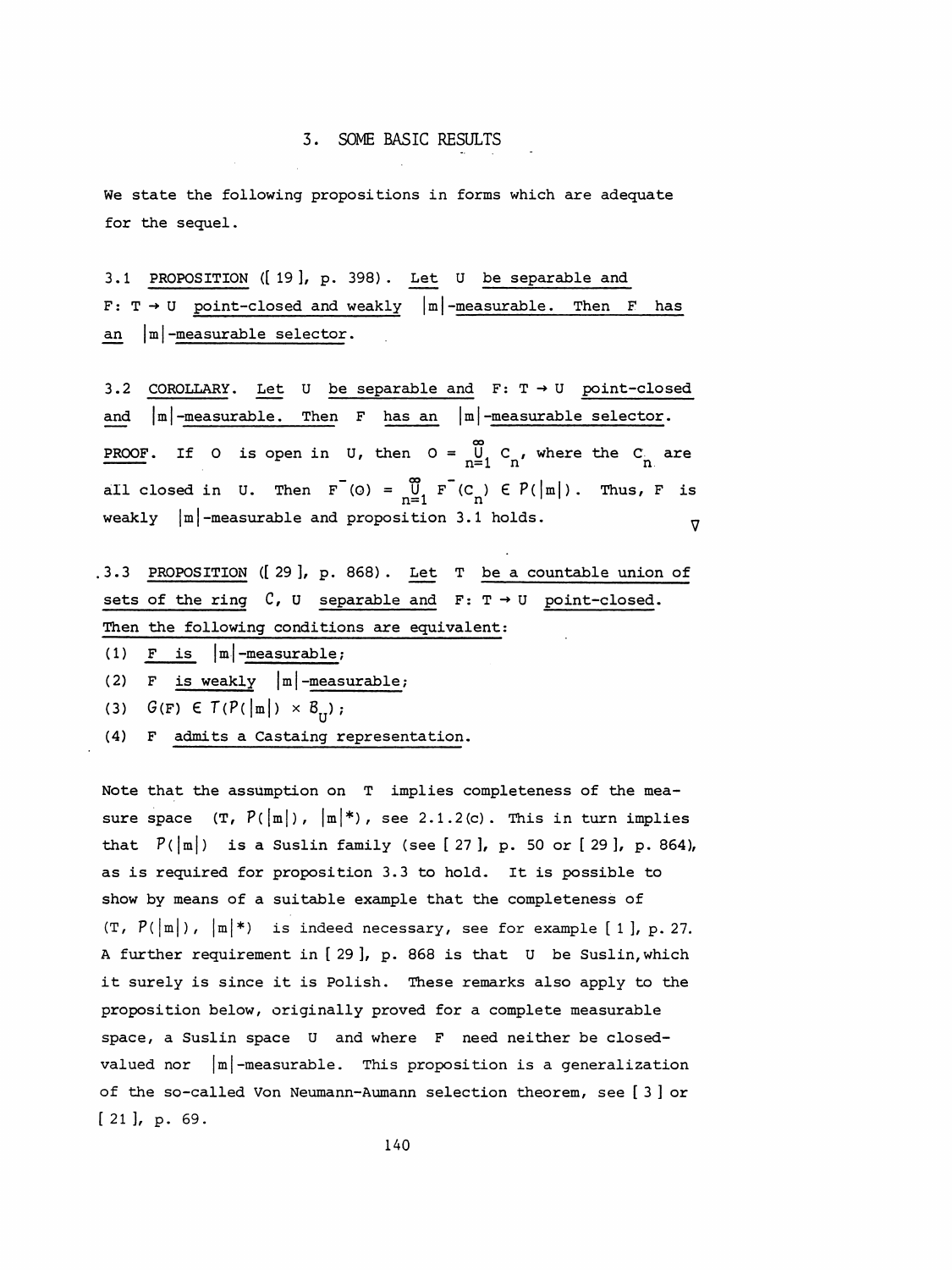## 3. SOME BASIC RESULTS

We state the following propositions in forms which are adequate for the sequel.

3.1 PROPOSITION ([ 19 ], p. 398). *Let $U$ be separable and $F: T \to U$ point-closed and weakly $|m|$-measurable. Then $F$ has an $|m|$-measurable selector.*

3.2 COROLLARY. *Let $U$ be separable and $F: T \to U$ point-closed and $|m|$-measurable. Then $F$ has an $|m|$-measurable selector.*

PROOF. If $O$ is open in $U$, then $O = \bigcup_{n=1}^{\infty} C_n$, where the $C_n$ are all closed in $U$. Then $F^-(O) = \bigcup_{n=1}^{\infty} F^-(C_n) \in P(|m|)$. Thus, $F$ is weakly $|m|$-measurable and proposition 3.1 holds. $\nabla$

3.3 PROPOSITION ([ 29 ], p. 868). *Let $T$ be a countable union of sets of the ring $C$, $U$ separable and $F: T \to U$ point-closed. Then the following conditions are equivalent:*

(1) *$F$ is $|m|$-measurable;*
(2) *$F$ is weakly $|m|$-measurable;*
(3) *$G(F) \in T(P(|m|) \times B_U)$;*
(4) *$F$ admits a Castaing representation.*

Note that the assumption on $T$ implies completeness of the measure space $(T, P(|m|), |m|^*)$, see 2.1.2(c). This in turn implies that $P(|m|)$ is a Suslin family (see [ 27 ], p. 50 or [ 29 ], p. 864), as is required for proposition 3.3 to hold. It is possible to show by means of a suitable example that the completeness of $(T, P(|m|), |m|^*)$ is indeed necessary, see for example [ 1 ], p. 27. A further requirement in [ 29 ], p. 868 is that $U$ be Suslin, which it surely is since it is Polish. These remarks also apply to the proposition below, originally proved for a complete measurable space, a Suslin space $U$ and where $F$ need neither be closed-valued nor $|m|$-measurable. This proposition is a generalization of the so-called Von Neumann-Aumann selection theorem, see [ 3 ] or [ 21 ], p. 69.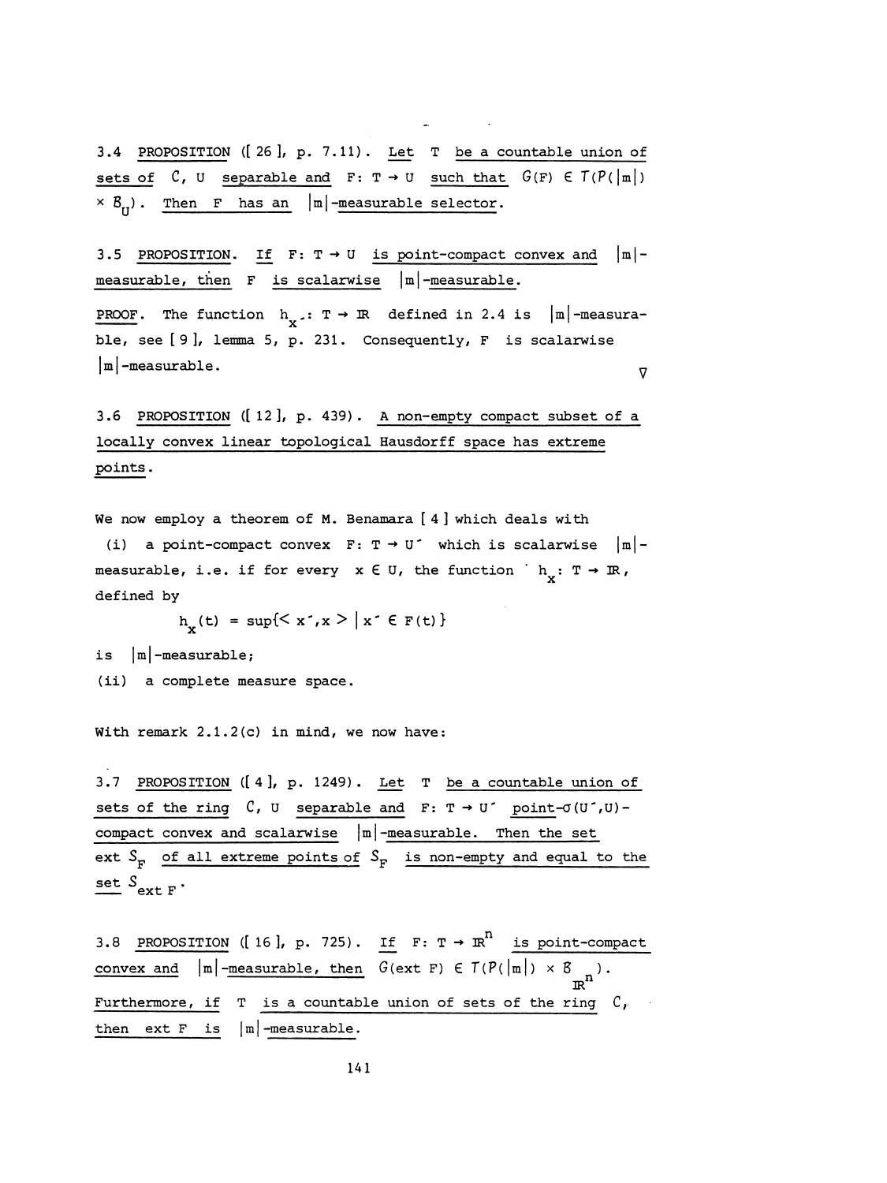3.4 PROPOSITION ([26], p. 7.11). *Let $T$ be a countable union of sets of $\mathcal{C}$, $U$ separable and $F: T \to U$ such that $G(F) \in \mathcal{T}(\mathcal{P}(|m|) \times \mathcal{B}_U)$. Then $F$ has an $|m|$-measurable selector.*

3.5 PROPOSITION. *If $F: T \to U$ is point-compact convex and $|m|$-measurable, then $F$ is scalarwise $|m|$-measurable.*

PROOF. The function $h_{x'}: T \to \mathbb{R}$ defined in 2.4 is $|m|$-measurable, see [9], lemma 5, p. 231. Consequently, $F$ is scalarwise $|m|$-measurable. ∇

3.6 PROPOSITION ([12], p. 439). *A non-empty compact subset of a locally convex linear topological Hausdorff space has extreme points.*

We now employ a theorem of M. Benamara [4] which deals with

(i) a point-compact convex $F: T \to U'$ which is scalarwise $|m|$-measurable, i.e. if for every $x \in U$, the function $h_x: T \to \mathbb{R}$, defined by

$$h_x(t) = \sup\{< x', x > \mid x' \in F(t)\}$$

is $|m|$-measurable;

(ii) a complete measure space.

With remark 2.1.2(c) in mind, we now have:

3.7 PROPOSITION ([4], p. 1249). *Let $T$ be a countable union of sets of the ring $\mathcal{C}$, $U$ separable and $F: T \to U'$ point-$\sigma(U',U)$-compact convex and scalarwise $|m|$-measurable. Then the set $\text{ext}\, \mathcal{S}_F$ of all extreme points of $\mathcal{S}_F$ is non-empty and equal to the set $\mathcal{S}_{\text{ext}\, F}$.*

3.8 PROPOSITION ([16], p. 725). *If $F: T \to \mathbb{R}^n$ is point-compact convex and $|m|$-measurable, then $G(\text{ext}\, F) \in \mathcal{T}(\mathcal{P}(|m|) \times \mathcal{B}_{\mathbb{R}^n})$. Furthermore, if $T$ is a countable union of sets of the ring $\mathcal{C}$, then $\text{ext}\, F$ is $|m|$-measurable.*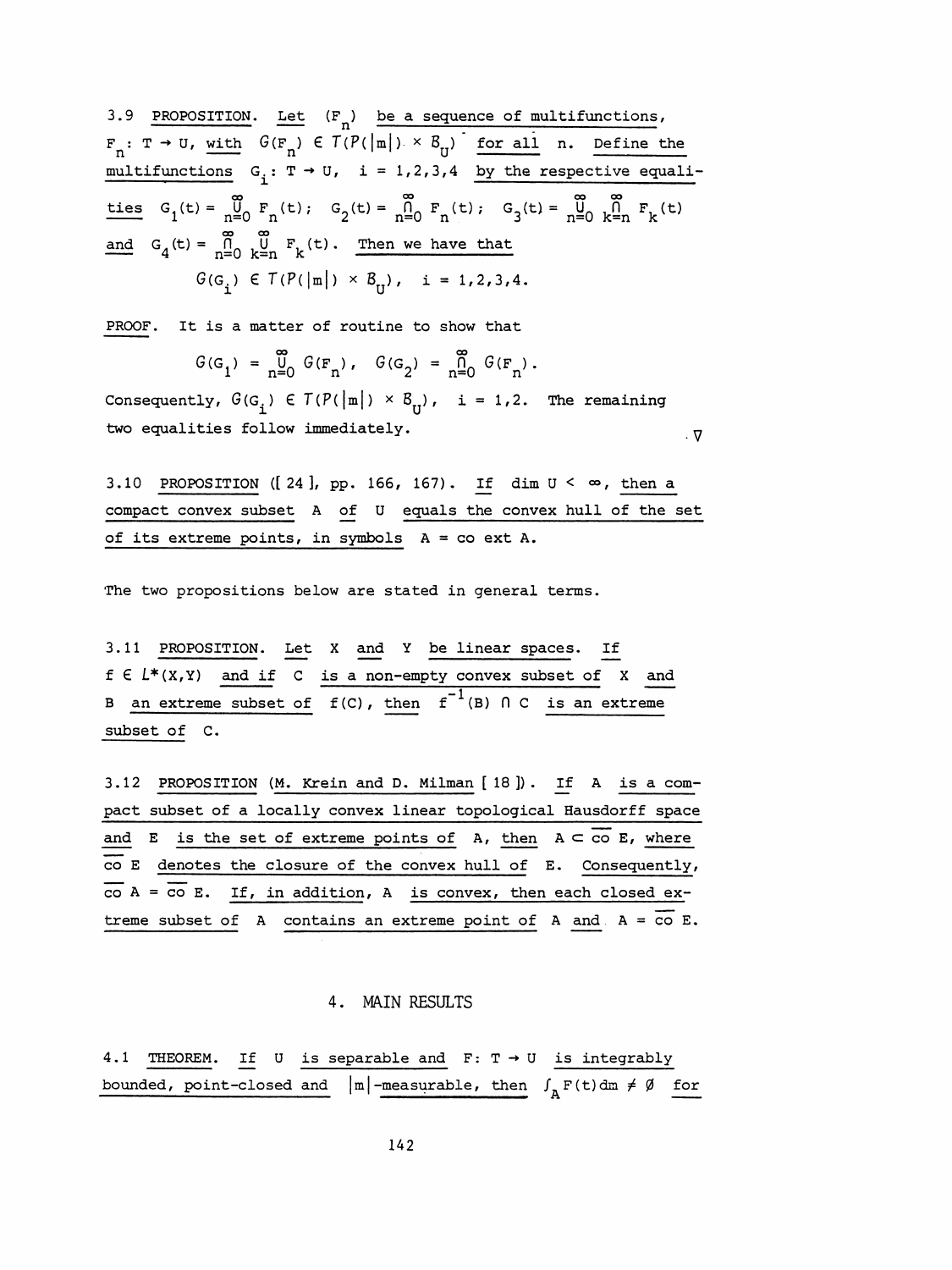3.9 PROPOSITION. *Let $(F_n)$ be a sequence of multifunctions, $F_n: T \to U$, with $\mathcal{G}(F_n) \in \mathcal{T}(\mathcal{P}(|m|) \times \mathcal{B}_U)$ for all $n$. Define the multifunctions $G_i: T \to U$, $i = 1,2,3,4$ by the respective equalities $G_1(t) = \bigcup_{n=0}^{\infty} F_n(t)$; $G_2(t) = \bigcap_{n=0}^{\infty} F_n(t)$; $G_3(t) = \bigcup_{n=0}^{\infty} \bigcap_{k=n}^{\infty} F_k(t)$ and $G_4(t) = \bigcap_{n=0}^{\infty} \bigcup_{k=n}^{\infty} F_k(t)$. Then we have that*

$$\mathcal{G}(G_i) \in \mathcal{T}(\mathcal{P}(|m|) \times \mathcal{B}_U), \quad i = 1,2,3,4.$$

PROOF. It is a matter of routine to show that

$$\mathcal{G}(G_1) = \bigcup_{n=0}^{\infty} \mathcal{G}(F_n), \quad \mathcal{G}(G_2) = \bigcap_{n=0}^{\infty} \mathcal{G}(F_n).$$

Consequently, $\mathcal{G}(G_i) \in \mathcal{T}(\mathcal{P}(|m|) \times \mathcal{B}_U)$, $i = 1,2$. The remaining two equalities follow immediately. $\nabla$

3.10 PROPOSITION ([24], pp. 166, 167). *If $\dim U < \infty$, then a compact convex subset $A$ of $U$ equals the convex hull of the set of its extreme points, in symbols $A = \text{co ext } A$.*

The two propositions below are stated in general terms.

3.11 PROPOSITION. *Let $X$ and $Y$ be linear spaces. If $f \in L^*(X,Y)$ and if $C$ is a non-empty convex subset of $X$ and $B$ an extreme subset of $f(C)$, then $f^{-1}(B) \cap C$ is an extreme subset of $C$.*

3.12 PROPOSITION (M. Krein and D. Milman [18]). *If $A$ is a compact subset of a locally convex linear topological Hausdorff space and $E$ is the set of extreme points of $A$, then $A \subset \overline{\text{co}}\, E$, where $\overline{\text{co}}\, E$ denotes the closure of the convex hull of $E$. Consequently, $\overline{\text{co}}\, A = \overline{\text{co}}\, E$. If, in addition, $A$ is convex, then each closed extreme subset of $A$ contains an extreme point of $A$ and $A = \overline{\text{co}}\, E$.*

## 4. MAIN RESULTS

4.1 THEOREM. *If $U$ is separable and $F: T \to U$ is integrably bounded, point-closed and $|m|$-measurable, then $\int_A F(t)dm \neq \emptyset$ for*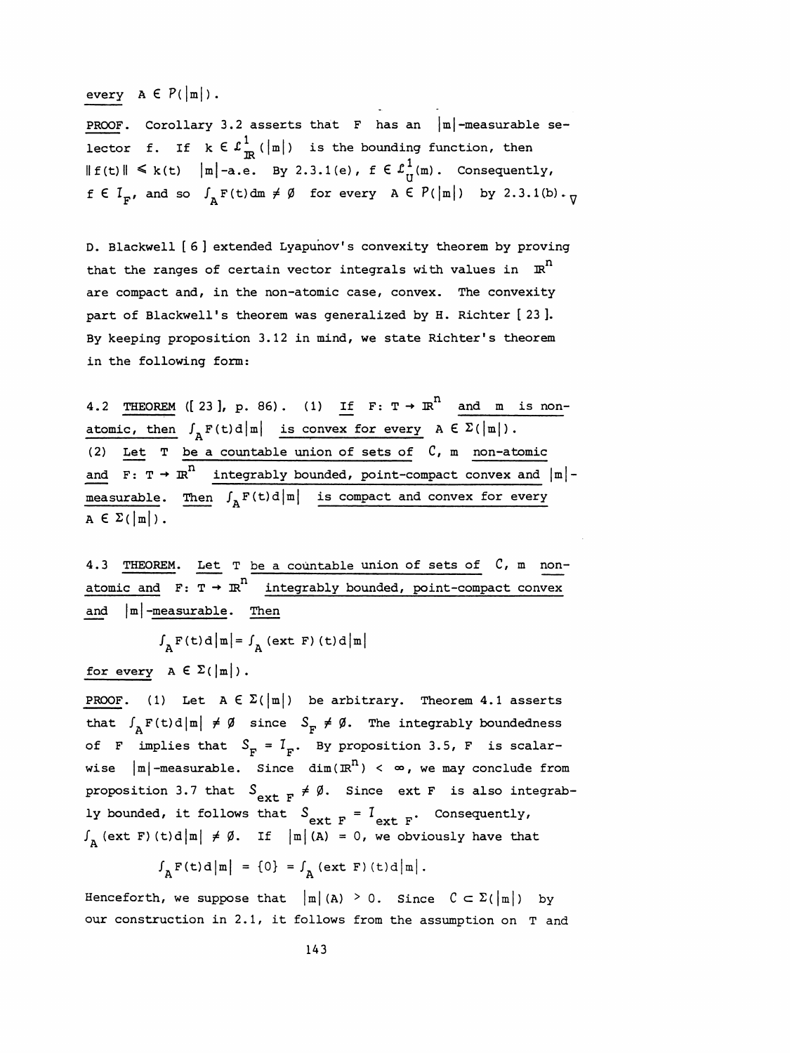every $A \in \mathcal{P}(|m|)$.

PROOF. Corollary 3.2 asserts that $F$ has an $|m|$-measurable selector $f$. If $k \in \mathcal{L}^1_{\mathbb{R}}(|m|)$ is the bounding function, then $\|f(t)\| \leq k(t)$ $|m|$-a.e. By 2.3.1(e), $f \in \mathcal{L}^1_U(m)$. Consequently, $f \in I_F$, and so $\int_A F(t)dm \neq \emptyset$ for every $A \in \mathcal{P}(|m|)$ by 2.3.1(b). $\nabla$

D. Blackwell [ 6 ] extended Lyapunov's convexity theorem by proving that the ranges of certain vector integrals with values in $\mathbb{R}^n$ are compact and, in the non-atomic case, convex. The convexity part of Blackwell's theorem was generalized by H. Richter [ 23 ]. By keeping proposition 3.12 in mind, we state Richter's theorem in the following form:

4.2 THEOREM ([ 23 ], p. 86). (1) If $F: T \to \mathbb{R}^n$ and $m$ is non-atomic, then $\int_A F(t)d|m|$ is convex for every $A \in \Sigma(|m|)$.
(2) Let $T$ be a countable union of sets of $\mathcal{C}$, $m$ non-atomic and $F: T \to \mathbb{R}^n$ integrably bounded, point-compact convex and $|m|$-measurable. Then $\int_A F(t)d|m|$ is compact and convex for every $A \in \Sigma(|m|)$.

4.3 THEOREM. Let $T$ be a countable union of sets of $\mathcal{C}$, $m$ non-atomic and $F: T \to \mathbb{R}^n$ integrably bounded, point-compact convex and $|m|$-measurable. Then

$$\int_A F(t)d|m| = \int_A (\text{ext } F)(t)d|m|$$

for every $A \in \Sigma(|m|)$.

PROOF. (1) Let $A \in \Sigma(|m|)$ be arbitrary. Theorem 4.1 asserts that $\int_A F(t)d|m| \neq \emptyset$ since $S_F \neq \emptyset$. The integrably boundedness of $F$ implies that $S_F = I_F$. By proposition 3.5, $F$ is scalarwise $|m|$-measurable. Since $\dim(\mathbb{R}^n) < \infty$, we may conclude from proposition 3.7 that $S_{\text{ext } F} \neq \emptyset$. Since ext $F$ is also integrably bounded, it follows that $S_{\text{ext } F} = I_{\text{ext } F}$. Consequently, $\int_A (\text{ext } F)(t)d|m| \neq \emptyset$. If $|m|(A) = 0$, we obviously have that

$$\int_A F(t)d|m| = \{0\} = \int_A (\text{ext } F)(t)d|m|.$$

Henceforth, we suppose that $|m|(A) > 0$. Since $\mathcal{C} \subset \Sigma(|m|)$ by our construction in 2.1, it follows from the assumption on $T$ and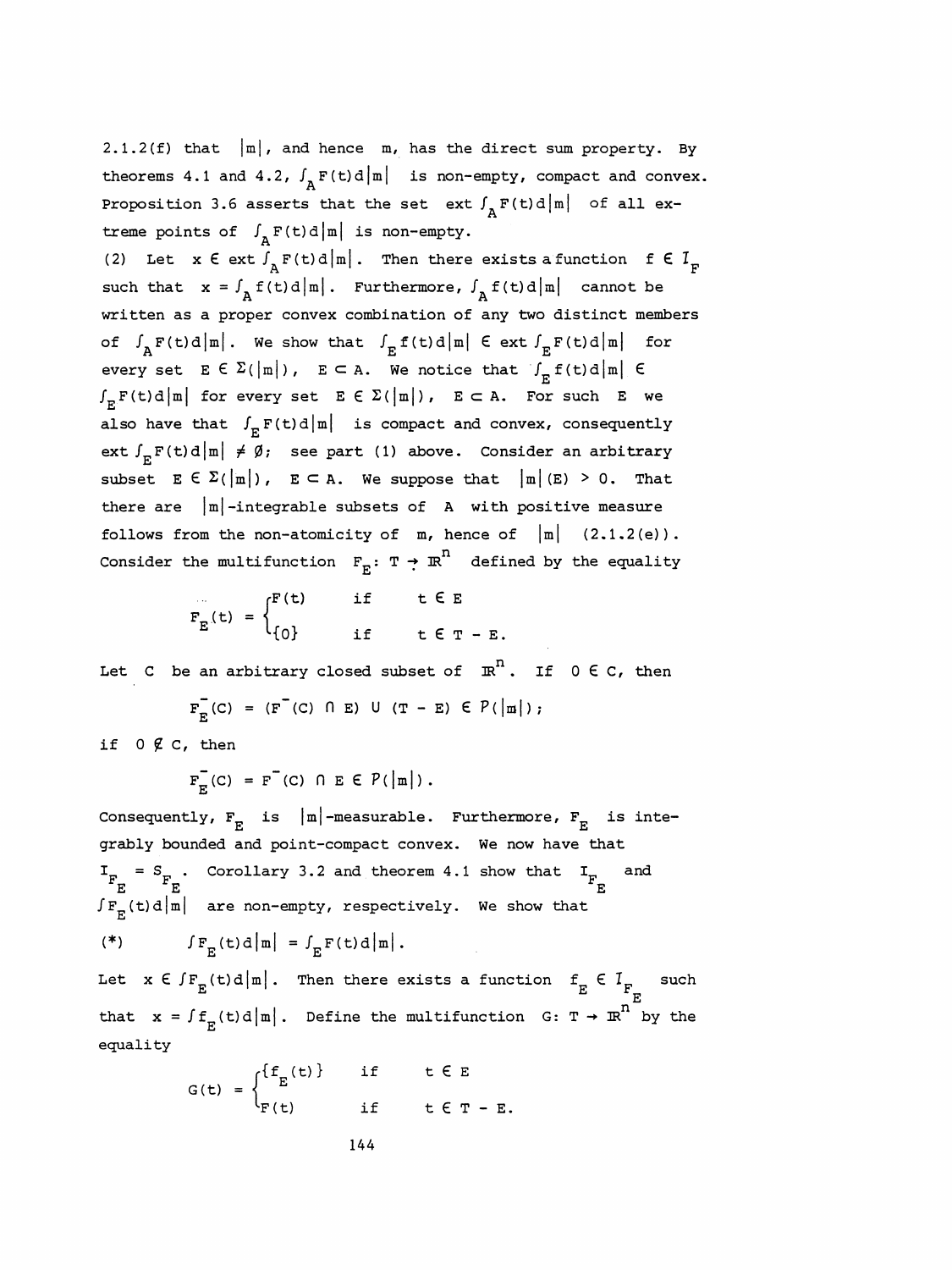2.1.2(f) that $|m|$, and hence $m$, has the direct sum property. By theorems 4.1 and 4.2, $\int_A F(t)d|m|$ is non-empty, compact and convex. Proposition 3.6 asserts that the set $\text{ext} \int_A F(t)d|m|$ of all extreme points of $\int_A F(t)d|m|$ is non-empty.

(2) Let $x \in \text{ext} \int_A F(t)d|m|$. Then there exists a function $f \in I_F$ such that $x = \int_A f(t)d|m|$. Furthermore, $\int_A f(t)d|m|$ cannot be written as a proper convex combination of any two distinct members of $\int_A F(t)d|m|$. We show that $\int_E f(t)d|m| \in \text{ext} \int_E F(t)d|m|$ for every set $E \in \Sigma(|m|)$, $E \subset A$. We notice that $\int_E f(t)d|m| \in \int_E F(t)d|m|$ for every set $E \in \Sigma(|m|)$, $E \subset A$. For such $E$ we also have that $\int_E F(t)d|m|$ is compact and convex, consequently $\text{ext} \int_E F(t)d|m| \neq \emptyset$; see part (1) above. Consider an arbitrary subset $E \in \Sigma(|m|)$, $E \subset A$. We suppose that $|m|(E) > 0$. That there are $|m|$-integrable subsets of $A$ with positive measure follows from the non-atomicity of $m$, hence of $|m|$ (2.1.2(e)). Consider the multifunction $F_E \colon T \to \mathbb{R}^n$ defined by the equality

$$F_E(t) = \begin{cases} F(t) & \text{if} \quad t \in E \\ \{0\} & \text{if} \quad t \in T - E. \end{cases}$$

Let $C$ be an arbitrary closed subset of $\mathbb{R}^n$. If $0 \in C$, then

$$F_E^-(C) = (F^-(C) \cap E) \cup (T - E) \in P(|m|);$$

if $0 \notin C$, then

$$F_E^-(C) = F^-(C) \cap E \in P(|m|).$$

Consequently, $F_E$ is $|m|$-measurable. Furthermore, $F_E$ is integrably bounded and point-compact convex. We now have that $I_{F_E} = S_{F_E}$. Corollary 3.2 and theorem 4.1 show that $I_{F_E}$ and $\int F_E(t)d|m|$ are non-empty, respectively. We show that

$$(*) \qquad \int F_E(t)d|m| = \int_E F(t)d|m|.$$

Let $x \in \int F_E(t)d|m|$. Then there exists a function $f_E \in I_{F_E}$ such that $x = \int f_E(t)d|m|$. Define the multifunction $G\colon T \to \mathbb{R}^n$ by the equality

$$G(t) = \begin{cases} \{f_E(t)\} & \text{if} \quad t \in E \\ F(t) & \text{if} \quad t \in T - E. \end{cases}$$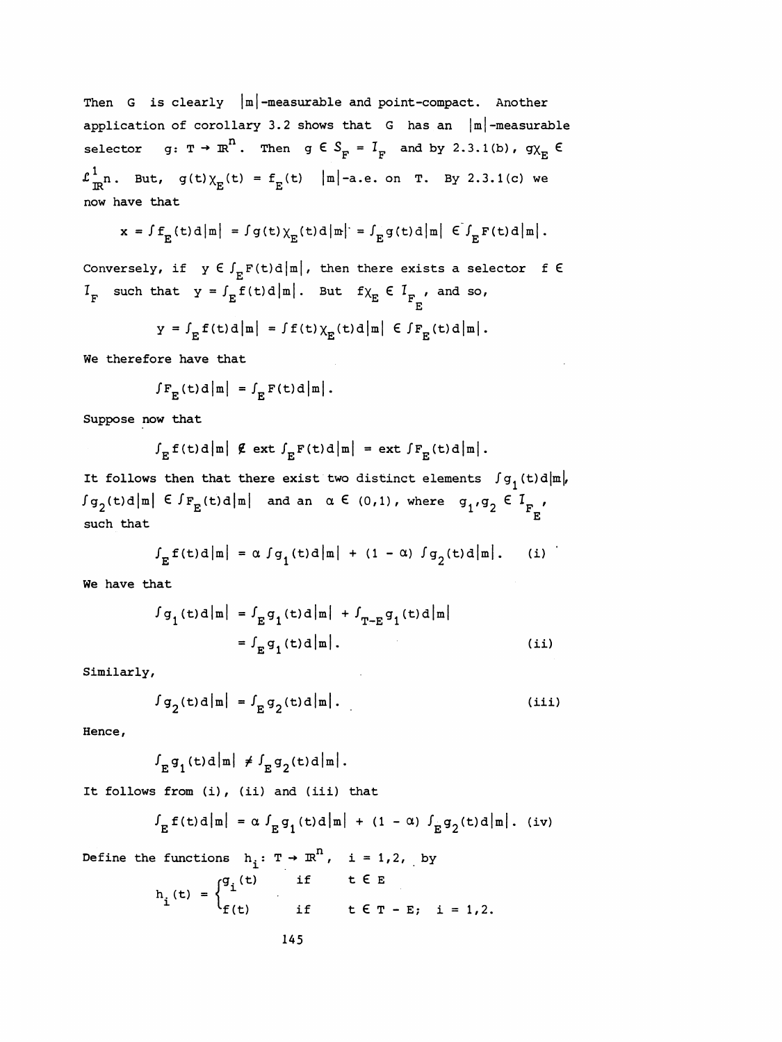Then $G$ is clearly $|m|$-measurable and point-compact. Another application of corollary 3.2 shows that $G$ has an $|m|$-measurable selector $g\colon T \to \mathbb{R}^n$. Then $g \in S_F = I_F$ and by 2.3.1(b), $g\chi_E \in \mathcal{L}^1_{\mathbb{R}^n}$. But, $g(t)\chi_E(t) = f_E(t)$ $|m|$-a.e. on $T$. By 2.3.1(c) we now have that

$$x = \int f_E(t)d|m| = \int g(t)\chi_E(t)d|m| = \int_E g(t)d|m| \in \int_E F(t)d|m|.$$

Conversely, if $y \in \int_E F(t)d|m|$, then there exists a selector $f \in I_F$ such that $y = \int_E f(t)d|m|$. But $f\chi_E \in I_{F_E}$, and so,

$$y = \int_E f(t)d|m| = \int f(t)\chi_E(t)d|m| \in \int F_E(t)d|m|.$$

We therefore have that

$$\int F_E(t)d|m| = \int_E F(t)d|m|.$$

Suppose now that

$$\int_E f(t)d|m| \notin \text{ext} \int_E F(t)d|m| = \text{ext} \int F_E(t)d|m|.$$

It follows then that there exist two distinct elements $\int g_1(t)d|m|$, $\int g_2(t)d|m| \in \int F_E(t)d|m|$ and an $\alpha \in (0,1)$, where $g_1, g_2 \in I_{F_E}$, such that

$$\int_E f(t)d|m| = \alpha \int g_1(t)d|m| + (1-\alpha) \int g_2(t)d|m|. \quad \text{(i)}$$

We have that

$$\begin{aligned}\int g_1(t)d|m| &= \int_E g_1(t)d|m| + \int_{T-E} g_1(t)d|m| \\ &= \int_E g_1(t)d|m|. \end{aligned} \quad \text{(ii)}$$

Similarly,

$$\int g_2(t)d|m| = \int_E g_2(t)d|m|. \quad \text{(iii)}$$

Hence,

$$\int_E g_1(t)d|m| \neq \int_E g_2(t)d|m|.$$

It follows from (i), (ii) and (iii) that

$$\int_E f(t)d|m| = \alpha \int_E g_1(t)d|m| + (1-\alpha) \int_E g_2(t)d|m|. \quad \text{(iv)}$$

Define the functions $h_i\colon T \to \mathbb{R}^n$, $i = 1,2$, by

$$h_i(t) = \begin{cases} g_i(t) & \text{if} \quad t \in E \\ f(t) & \text{if} \quad t \in T - E; \quad i = 1,2. \end{cases}$$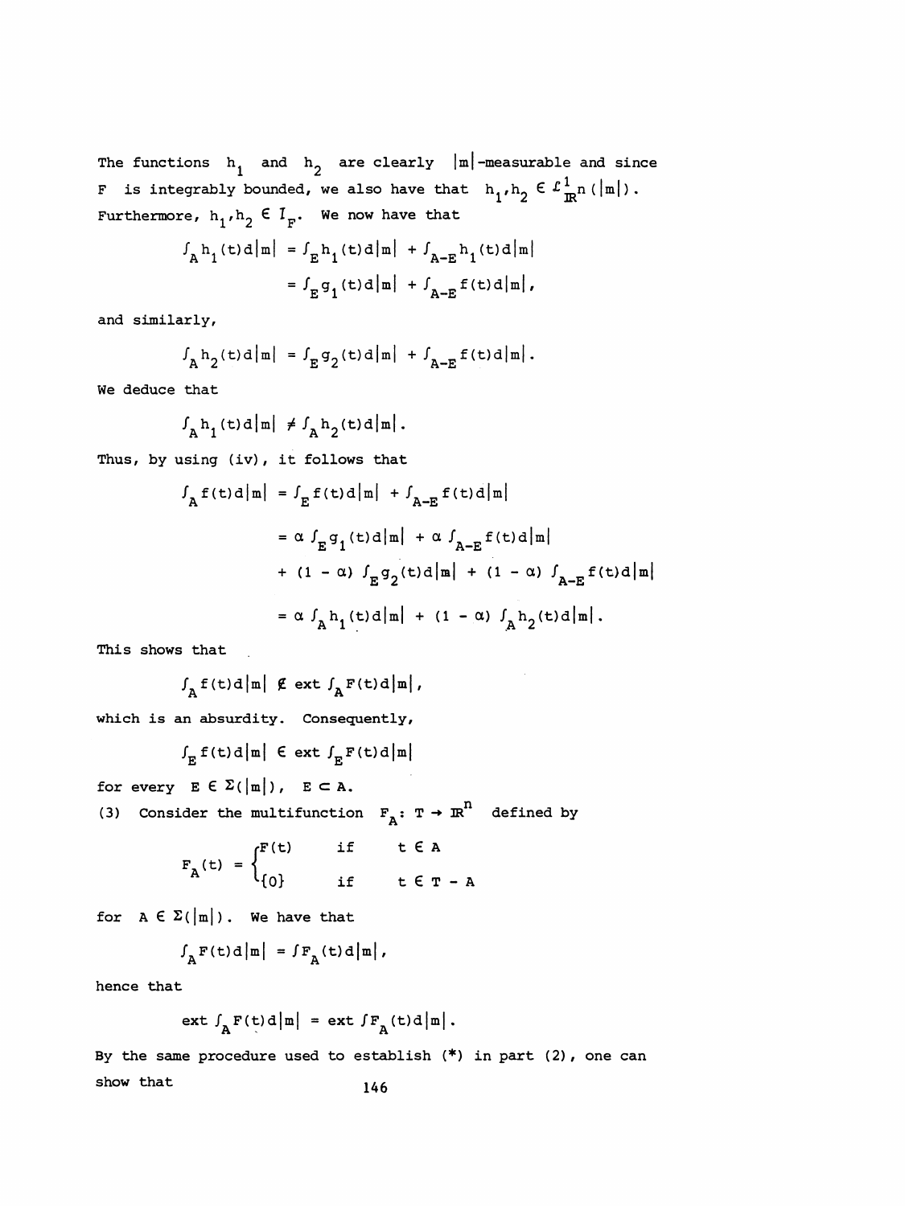The functions $h_1$ and $h_2$ are clearly $|m|$-measurable and since $F$ is integrably bounded, we also have that $h_1, h_2 \in \mathcal{L}^1_{\mathbb{R}^n}(|m|)$. Furthermore, $h_1, h_2 \in I_F$. We now have that

$$\int_A h_1(t)d|m| = \int_E h_1(t)d|m| + \int_{A-E} h_1(t)d|m|$$

$$= \int_E g_1(t)d|m| + \int_{A-E} f(t)d|m|,$$

and similarly,

$$\int_A h_2(t)d|m| = \int_E g_2(t)d|m| + \int_{A-E} f(t)d|m|.$$

We deduce that

$$\int_A h_1(t)d|m| \neq \int_A h_2(t)d|m|.$$

Thus, by using (iv), it follows that

$$\int_A f(t)d|m| = \int_E f(t)d|m| + \int_{A-E} f(t)d|m|$$

$$= \alpha \int_E g_1(t)d|m| + \alpha \int_{A-E} f(t)d|m|$$

$$+ (1 - \alpha) \int_E g_2(t)d|m| + (1 - \alpha) \int_{A-E} f(t)d|m|$$

$$= \alpha \int_A h_1(t)d|m| + (1 - \alpha) \int_A h_2(t)d|m|.$$

This shows that

$$\int_A f(t)d|m| \notin \text{ext} \int_A F(t)d|m|,$$

which is an absurdity. Consequently,

$$\int_E f(t)d|m| \in \text{ext} \int_E F(t)d|m|$$

for every $E \in \Sigma(|m|)$, $E \subset A$.

(3) Consider the multifunction $F_A: T \to \mathbb{R}^n$ defined by

$$F_A(t) = \begin{cases} F(t) & \text{if} \quad t \in A \\ \{0\} & \text{if} \quad t \in T - A \end{cases}$$

for $A \in \Sigma(|m|)$. We have that

$$\int_A F(t)d|m| = \int F_A(t)d|m|,$$

hence that

$$\text{ext} \int_A F(t)d|m| = \text{ext} \int F_A(t)d|m|.$$

By the same procedure used to establish (*) in part (2), one can show that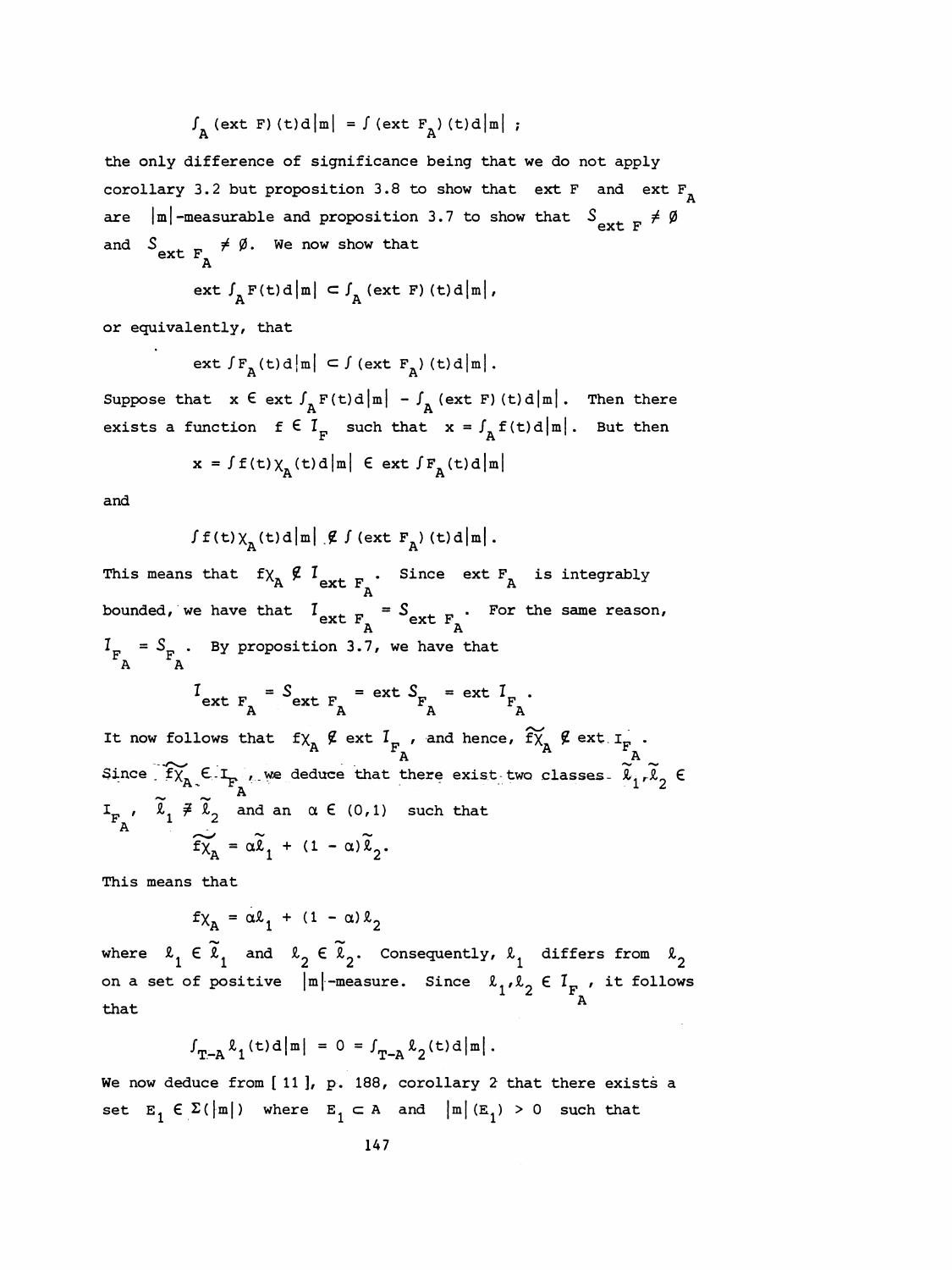$$\int_A (\text{ext } F)(t)d|m| = \int (\text{ext } F_A)(t)d|m| \; ;$$

the only difference of significance being that we do not apply corollary 3.2 but proposition 3.8 to show that ext $F$ and ext $F_A$ are $|m|$-measurable and proposition 3.7 to show that $\mathcal{S}_{\text{ext } F} \neq \emptyset$ and $\mathcal{S}_{\text{ext } F_A} \neq \emptyset$. We now show that

$$\text{ext} \int_A F(t)d|m| \subset \int_A (\text{ext } F)(t)d|m|,$$

or equivalently, that

$$\text{ext} \int F_A(t)d|m| \subset \int (\text{ext } F_A)(t)d|m|.$$

Suppose that $x \in \text{ext} \int_A F(t)d|m| - \int_A (\text{ext } F)(t)d|m|$. Then there exists a function $f \in \mathcal{I}_F$ such that $x = \int_A f(t)d|m|$. But then

$$x = \int f(t)\chi_A(t)d|m| \in \text{ext} \int F_A(t)d|m|$$

and

$$\int f(t)\chi_A(t)d|m| \notin \int (\text{ext } F_A)(t)d|m|.$$

This means that $f\chi_A \notin \mathcal{I}_{\text{ext } F_A}$. Since ext $F_A$ is integrably bounded, we have that $\mathcal{I}_{\text{ext } F_A} = \mathcal{S}_{\text{ext } F_A}$. For the same reason, $\mathcal{I}_{F_A} = \mathcal{S}_{F_A}$. By proposition 3.7, we have that

$$\mathcal{I}_{\text{ext } F_A} = \mathcal{S}_{\text{ext } F_A} = \text{ext } \mathcal{S}_{F_A} = \text{ext } \mathcal{I}_{F_A}.$$

It now follows that $f\chi_A \notin \text{ext } \mathcal{I}_{F_A}$, and hence, $\widetilde{f\chi_A} \notin \text{ext } I_{F_A}$. Since $\widetilde{f\chi_A} \in I_{F_A}$, we deduce that there exist two classes $\tilde{\ell}_1, \tilde{\ell}_2 \in I_{F_A}$, $\tilde{\ell}_1 \neq \tilde{\ell}_2$ and an $\alpha \in (0,1)$ such that

$$\widetilde{f\chi_A} = \alpha\tilde{\ell}_1 + (1 - \alpha)\tilde{\ell}_2.$$

This means that

$$f\chi_A = \alpha\ell_1 + (1 - \alpha)\ell_2$$

where $\ell_1 \in \tilde{\ell}_1$ and $\ell_2 \in \tilde{\ell}_2$. Consequently, $\ell_1$ differs from $\ell_2$ on a set of positive $|m|$-measure. Since $\ell_1, \ell_2 \in \mathcal{I}_{F_A}$, it follows that

$$\int_{T-A} \ell_1(t)d|m| = 0 = \int_{T-A} \ell_2(t)d|m|.$$

We now deduce from [ 11 ], p. 188, corollary 2 that there exists a set $E_1 \in \Sigma(|m|)$ where $E_1 \subset A$ and $|m|(E_1) > 0$ such that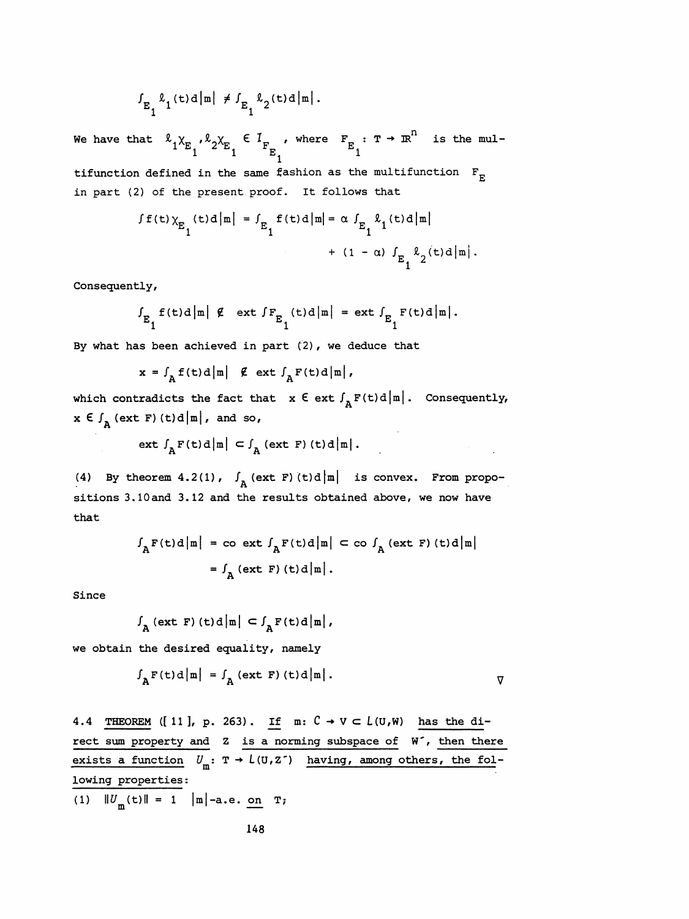$$\int_{E_1} \ell_1(t)d|m| \neq \int_{E_1} \ell_2(t)d|m|.$$

We have that $\ell_1\chi_{E_1}, \ell_2\chi_{E_1} \in I_{F_{E_1}}$, where $F_{E_1} : T \to \mathbb{R}^n$ is the multifunction defined in the same fashion as the multifunction $F_E$ in part (2) of the present proof. It follows that

$$\int f(t)\chi_{E_1}(t)d|m| = \int_{E_1} f(t)d|m| = \alpha \int_{E_1} \ell_1(t)d|m| + (1-\alpha)\int_{E_1} \ell_2(t)d|m|.$$

Consequently,

$$\int_{E_1} f(t)d|m| \notin \operatorname{ext} \int F_{E_1}(t)d|m| = \operatorname{ext} \int_{E_1} F(t)d|m|.$$

By what has been achieved in part (2), we deduce that

$$x = \int_A f(t)d|m| \notin \operatorname{ext} \int_A F(t)d|m|,$$

which contradicts the fact that $x \in \operatorname{ext} \int_A F(t)d|m|$. Consequently, $x \in \int_A (\operatorname{ext} F)(t)d|m|$, and so,

$$\operatorname{ext} \int_A F(t)d|m| \subset \int_A (\operatorname{ext} F)(t)d|m|.$$

(4) By theorem 4.2(1), $\int_A (\operatorname{ext} F)(t)d|m|$ is convex. From propositions 3.10 and 3.12 and the results obtained above, we now have that

$$\int_A F(t)d|m| = \operatorname{co} \operatorname{ext} \int_A F(t)d|m| \subset \operatorname{co} \int_A (\operatorname{ext} F)(t)d|m| = \int_A (\operatorname{ext} F)(t)d|m|.$$

Since

$$\int_A (\operatorname{ext} F)(t)d|m| \subset \int_A F(t)d|m|,$$

we obtain the desired equality, namely

$$\int_A F(t)d|m| = \int_A (\operatorname{ext} F)(t)d|m|. \qquad \nabla$$

4.4 THEOREM ([11], p. 263). *If $m: C \to V \subset L(U,W)$ has the direct sum property and $Z$ is a norming subspace of $W'$, then there exists a function $U_m: T \to L(U,Z')$ having, among others, the following properties:*

(1) $\|U_m(t)\| = 1$ $|m|$-a.e. *on* $T$;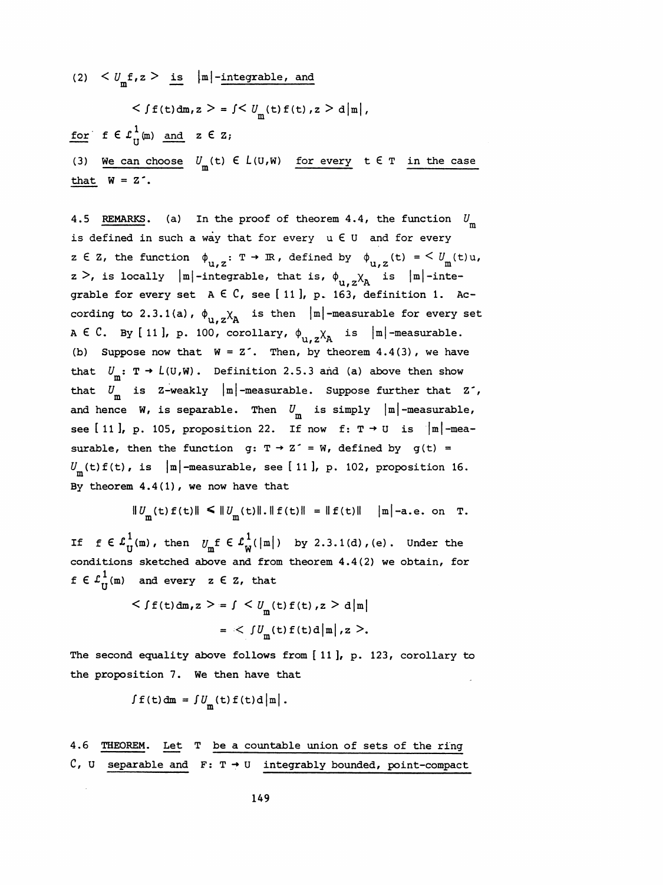(2) $< U_m f, z >$ <u>is</u> $|m|$<u>-integrable, and</u>

$$< \int f(t) dm, z > = \int < U_m(t) f(t), z > d|m|,$$

<u>for</u> $f \in \mathcal{L}^1_U(m)$ <u>and</u> $z \in Z$;

(3) <u>We can choose</u> $U_m(t) \in L(U,W)$ <u>for every</u> $t \in T$ <u>in the case that</u> $W = Z'$.

4.5 <u>REMARKS</u>. (a) In the proof of theorem 4.4, the function $U_m$ is defined in such a way that for every $u \in U$ and for every $z \in Z$, the function $\phi_{u,z}: T \to \mathbb{R}$, defined by $\phi_{u,z}(t) = < U_m(t)u, z >$, is locally $|m|$-integrable, that is, $\phi_{u,z}\chi_A$ is $|m|$-integrable for every set $A \in C$, see [ 11 ], p. 163, definition 1. According to 2.3.1(a), $\phi_{u,z}\chi_A$ is then $|m|$-measurable for every set $A \in C$. By [ 11 ], p. 100, corollary, $\phi_{u,z}\chi_A$ is $|m|$-measurable.
(b) Suppose now that $W = Z'$. Then, by theorem 4.4(3), we have that $U_m: T \to L(U,W)$. Definition 2.5.3 and (a) above then show that $U_m$ is Z-weakly $|m|$-measurable. Suppose further that $Z'$, and hence W, is separable. Then $U_m$ is simply $|m|$-measurable, see [ 11 ], p. 105, proposition 22. If now $f: T \to U$ is $|m|$-measurable, then the function $g: T \to Z' = W$, defined by $g(t) = U_m(t) f(t)$, is $|m|$-measurable, see [ 11 ], p. 102, proposition 16. By theorem 4.4(1), we now have that

$$\| U_m(t) f(t) \| \leq \| U_m(t) \| . \| f(t) \| = \| f(t) \| \quad |m|\text{-a.e. on } T.$$

If $f \in \mathcal{L}^1_U(m)$, then $U_m f \in \mathcal{L}^1_W(|m|)$ by 2.3.1(d),(e). Under the conditions sketched above and from theorem 4.4(2) we obtain, for $f \in \mathcal{L}^1_U(m)$ and every $z \in Z$, that

$$< \int f(t) dm, z > = \int < U_m(t) f(t), z > d|m|$$
$$= < \int U_m(t) f(t) d|m|, z >.$$

The second equality above follows from [ 11 ], p. 123, corollary to the proposition 7. We then have that

$$\int f(t) dm = \int U_m(t) f(t) d|m|.$$

4.6 <u>THEOREM</u>. <u>Let</u> T <u>be a countable union of sets of the ring</u> $C$, U <u>separable and</u> $F: T \to U$ <u>integrably bounded, point-compact</u>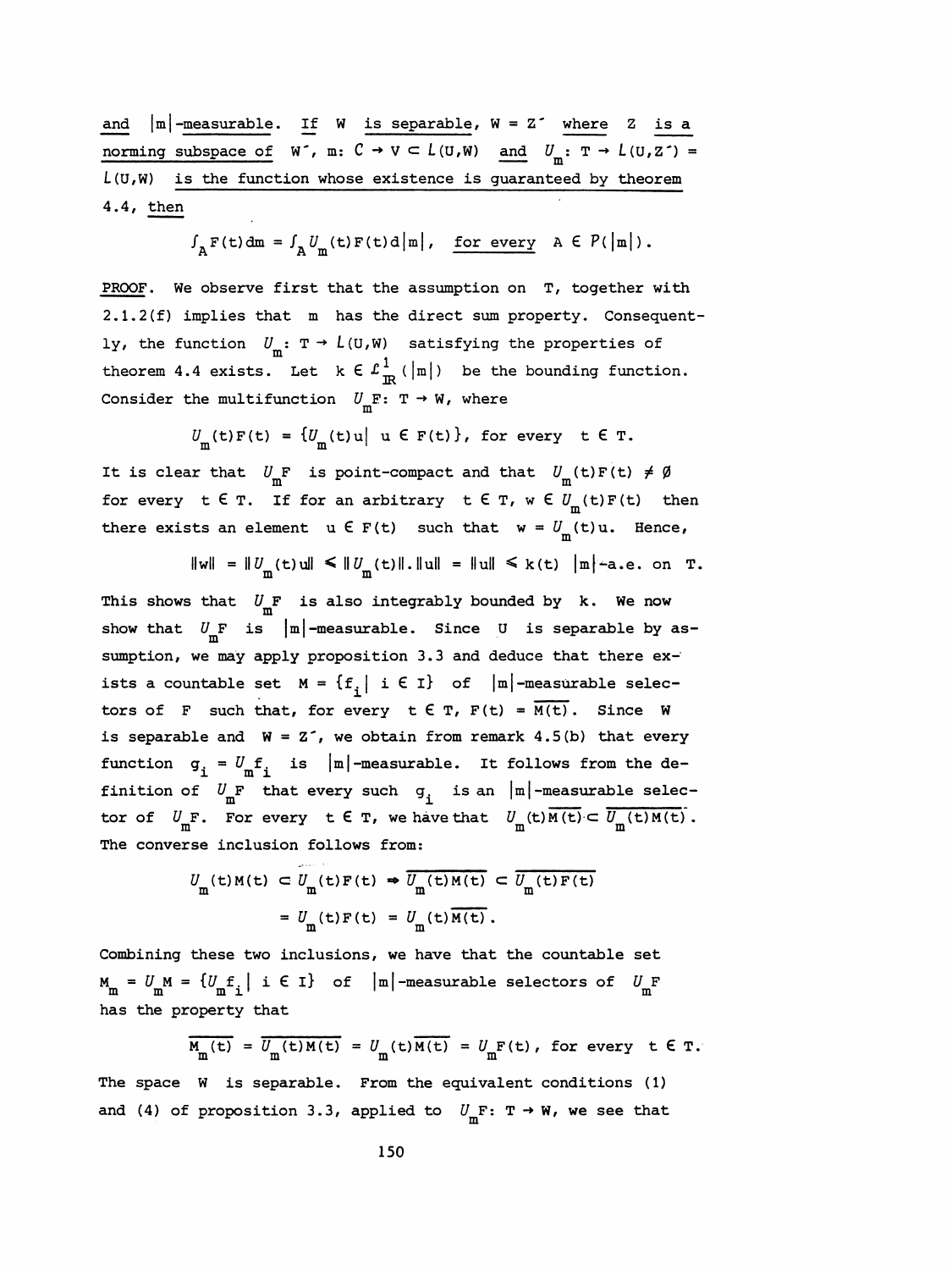<u>and</u> $|m|$<u>-measurable.</u> <u>If</u> $W$ <u>is separable,</u> $W = Z^{\prime}$ <u>where</u> $Z$ <u>is a norming subspace of</u> $W^{\prime}$, $m\colon C \to V \subset L(U,W)$ <u>and</u> $U_m\colon T \to L(U,Z^{\prime}) = L(U,W)$ <u>is the function whose existence is guaranteed by theorem 4.4, then</u>

$$\int_A F(t)\,dm = \int_A U_m(t)F(t)\,d|m|, \quad \text{for every} \quad A \in P(|m|).$$

<u>PROOF</u>. We observe first that the assumption on $T$, together with 2.1.2(f) implies that $m$ has the direct sum property. Consequently, the function $U_m\colon T \to L(U,W)$ satisfying the properties of theorem 4.4 exists. Let $k \in \mathcal{L}^1_{\mathbb{R}}(|m|)$ be the bounding function. Consider the multifunction $U_mF\colon T \to W$, where

$$U_m(t)F(t) = \{U_m(t)u \mid u \in F(t)\}, \text{ for every } t \in T.$$

It is clear that $U_mF$ is point-compact and that $U_m(t)F(t) \neq \emptyset$ for every $t \in T$. If for an arbitrary $t \in T$, $w \in U_m(t)F(t)$ then there exists an element $u \in F(t)$ such that $w = U_m(t)u$. Hence,

$$\|w\| = \|U_m(t)u\| \leq \|U_m(t)\|.\|u\| = \|u\| \leq k(t) \quad |m|\text{-a.e. on } T.$$

This shows that $U_mF$ is also integrably bounded by $k$. We now show that $U_mF$ is $|m|$-measurable. Since $U$ is separable by assumption, we may apply proposition 3.3 and deduce that there exists a countable set $M = \{f_i \mid i \in I\}$ of $|m|$-measurable selectors of $F$ such that, for every $t \in T$, $F(t) = \overline{M(t)}$. Since $W$ is separable and $W = Z^{\prime}$, we obtain from remark 4.5(b) that every function $g_i = U_mf_i$ is $|m|$-measurable. It follows from the definition of $U_mF$ that every such $g_i$ is an $|m|$-measurable selector of $U_mF$. For every $t \in T$, we have that $U_m(t)\overline{M(t)} \subset \overline{U_m(t)M(t)}$. The converse inclusion follows from:

$$U_m(t)M(t) \subset U_m(t)F(t) \Rightarrow \overline{U_m(t)M(t)} \subset \overline{U_m(t)F(t)}$$
$$= U_m(t)F(t) = U_m(t)\overline{M(t)}.$$

Combining these two inclusions, we have that the countable set $M_m = U_mM = \{U_mf_i \mid i \in I\}$ of $|m|$-measurable selectors of $U_mF$ has the property that

$$\overline{M_m(t)} = \overline{U_m(t)M(t)} = U_m(t)\overline{M(t)} = U_mF(t), \text{ for every } t \in T.$$

The space $W$ is separable. From the equivalent conditions (1) and (4) of proposition 3.3, applied to $U_mF\colon T \to W$, we see that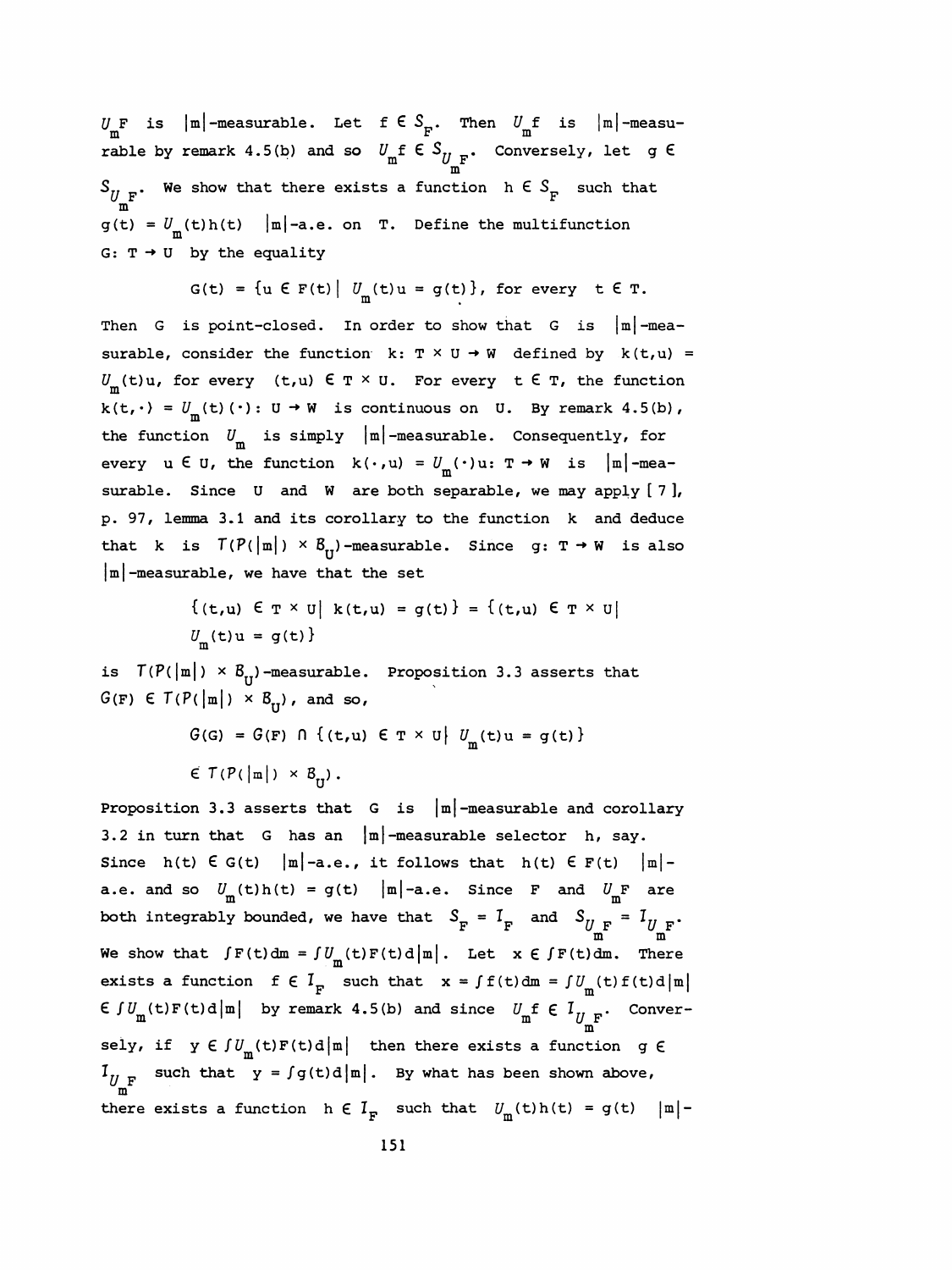$U_m F$ is $|m|$-measurable. Let $f \in S_F$. Then $U_m f$ is $|m|$-measurable by remark 4.5(b) and so $U_m f \in S_{U_m F}$. Conversely, let $g \in S_{U_m F}$. We show that there exists a function $h \in S_F$ such that $g(t) = U_m(t)h(t)$ $|m|$-a.e. on T. Define the multifunction $G: T \to U$ by the equality

$$G(t) = \{u \in F(t) \mid U_m(t)u = g(t)\}, \text{ for every } t \in T.$$

Then G is point-closed. In order to show that G is $|m|$-measurable, consider the function $k: T \times U \to W$ defined by $k(t,u) = U_m(t)u$, for every $(t,u) \in T \times U$. For every $t \in T$, the function $k(t,\cdot) = U_m(t)(\cdot): U \to W$ is continuous on U. By remark 4.5(b), the function $U_m$ is simply $|m|$-measurable. Consequently, for every $u \in U$, the function $k(\cdot,u) = U_m(\cdot)u: T \to W$ is $|m|$-measurable. Since U and W are both separable, we may apply [7], p. 97, lemma 3.1 and its corollary to the function k and deduce that k is $T(P(|m|) \times B_U)$-measurable. Since $g: T \to W$ is also $|m|$-measurable, we have that the set

$$\{(t,u) \in T \times U \mid k(t,u) = g(t)\} = \{(t,u) \in T \times U \mid U_m(t)u = g(t)\}$$

is $T(P(|m|) \times B_U)$-measurable. Proposition 3.3 asserts that $G(F) \in T(P(|m|) \times B_U)$, and so,

$$G(G) = G(F) \cap \{(t,u) \in T \times U \mid U_m(t)u = g(t)\} \in T(P(|m|) \times B_U).$$

Proposition 3.3 asserts that G is $|m|$-measurable and corollary 3.2 in turn that G has an $|m|$-measurable selector h, say. Since $h(t) \in G(t)$ $|m|$-a.e., it follows that $h(t) \in F(t)$ $|m|$-a.e. and so $U_m(t)h(t) = g(t)$ $|m|$-a.e. Since F and $U_m F$ are both integrably bounded, we have that $S_F = I_F$ and $S_{U_m F} = I_{U_m F}$. We show that $\int F(t)dm = \int U_m(t)F(t)d|m|$. Let $x \in \int F(t)dm$. There exists a function $f \in I_F$ such that $x = \int f(t)dm = \int U_m(t)f(t)d|m| \in \int U_m(t)F(t)d|m|$ by remark 4.5(b) and since $U_m f \in I_{U_m F}$. Conversely, if $y \in \int U_m(t)F(t)d|m|$ then there exists a function $g \in I_{U_m F}$ such that $y = \int g(t)d|m|$. By what has been shown above, there exists a function $h \in I_F$ such that $U_m(t)h(t) = g(t)$ $|m|$-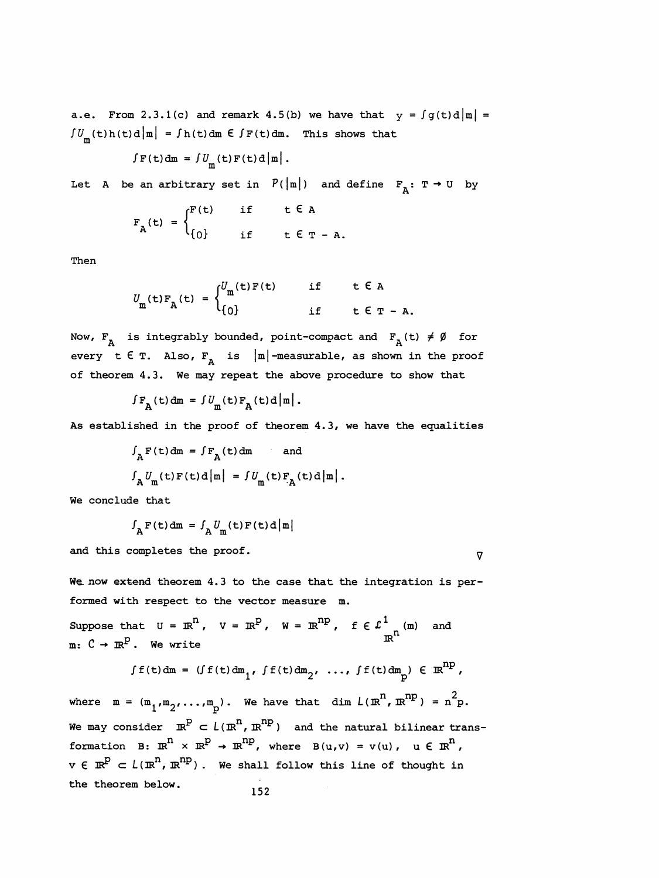a.e. From 2.3.1(c) and remark 4.5(b) we have that $y = \int g(t)d|m| = \int U_m(t)h(t)d|m| = \int h(t)dm \in \int F(t)dm$. This shows that

$$\int F(t)dm = \int U_m(t)F(t)d|m|.$$

Let $A$ be an arbitrary set in $P(|m|)$ and define $F_A\colon T \to U$ by

$$F_A(t) = \begin{cases} F(t) & \text{if} \quad t \in A \\ \{0\} & \text{if} \quad t \in T - A. \end{cases}$$

Then

$$U_m(t)F_A(t) = \begin{cases} U_m(t)F(t) & \text{if} \quad t \in A \\ \{0\} & \text{if} \quad t \in T - A. \end{cases}$$

Now, $F_A$ is integrably bounded, point-compact and $F_A(t) \neq \emptyset$ for every $t \in T$. Also, $F_A$ is $|m|$-measurable, as shown in the proof of theorem 4.3. We may repeat the above procedure to show that

$$\int F_A(t)dm = \int U_m(t)F_A(t)d|m|.$$

As established in the proof of theorem 4.3, we have the equalities

$$\int_A F(t)dm = \int F_A(t)dm \quad \text{and}$$

$$\int_A U_m(t)F(t)d|m| = \int U_m(t)F_A(t)d|m|.$$

We conclude that

$$\int_A F(t)dm = \int_A U_m(t)F(t)d|m|$$

and this completes the proof. $\nabla$

We now extend theorem 4.3 to the case that the integration is performed with respect to the vector measure $m$.

Suppose that $U = \mathbb{R}^n$, $V = \mathbb{R}^p$, $W = \mathbb{R}^{np}$, $f \in \mathcal{L}^1_{\mathbb{R}^n}(m)$ and $m\colon C \to \mathbb{R}^p$. We write

$$\int f(t)dm = (\int f(t)dm_1, \int f(t)dm_2, \ldots, \int f(t)dm_p) \in \mathbb{R}^{np},$$

where $m = (m_1, m_2, \ldots, m_p)$. We have that $\dim L(\mathbb{R}^n, \mathbb{R}^{np}) = n^2p$. We may consider $\mathbb{R}^p \subset L(\mathbb{R}^n, \mathbb{R}^{np})$ and the natural bilinear transformation $B\colon \mathbb{R}^n \times \mathbb{R}^p \to \mathbb{R}^{np}$, where $B(u,v) = v(u)$, $u \in \mathbb{R}^n$, $v \in \mathbb{R}^p \subset L(\mathbb{R}^n, \mathbb{R}^{np})$. We shall follow this line of thought in the theorem below.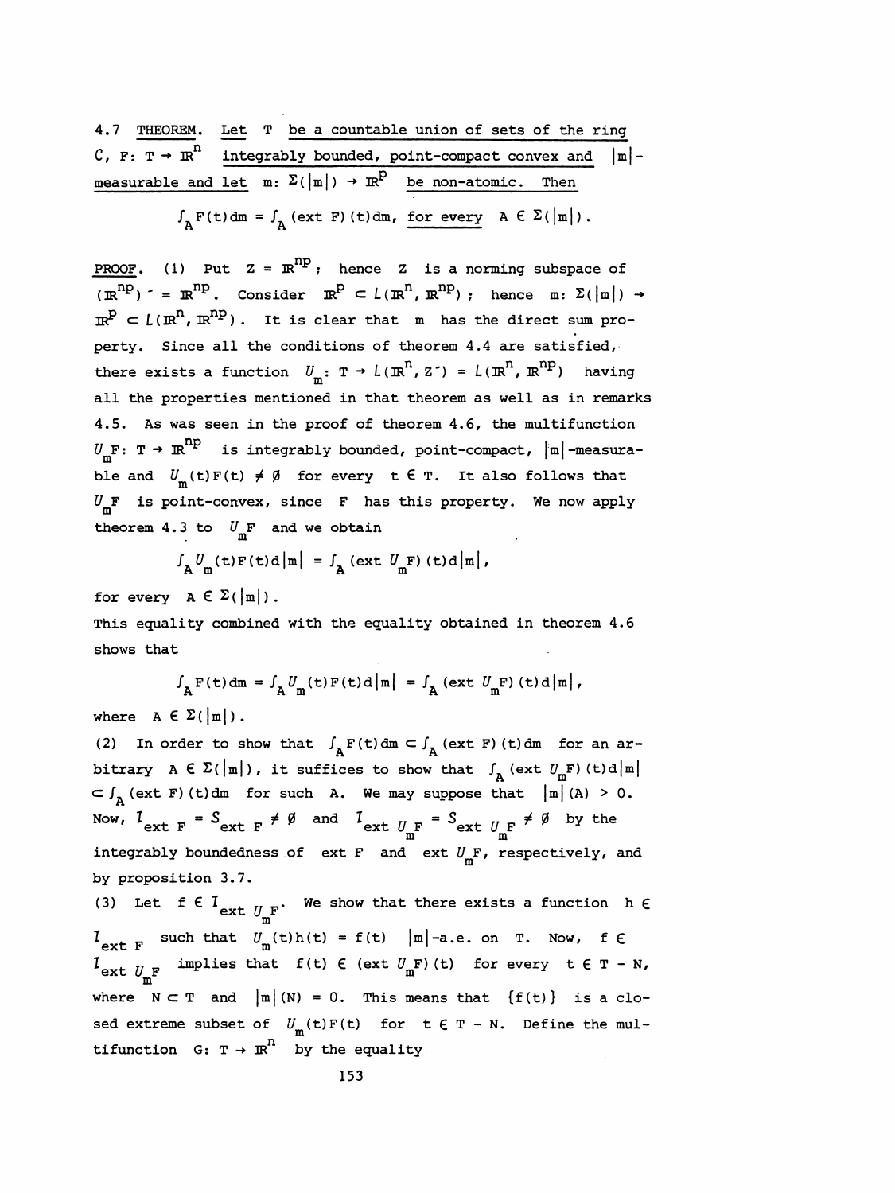4.7 <u>THEOREM</u>. <u>Let $T$ be a countable union of sets of the ring $\mathcal{C}$, $F: T \to \mathbb{R}^n$ integrably bounded, point-compact convex and $|m|$-measurable and let $m: \Sigma(|m|) \to \mathbb{R}^p$ be non-atomic. Then</u>

$$\int_A F(t)dm = \int_A (\text{ext } F)(t)dm, \text{ for every } A \in \Sigma(|m|).$$

<u>PROOF</u>. (1) Put $Z = \mathbb{R}^{np}$; hence $Z$ is a norming subspace of $(\mathbb{R}^{np})^{\prime} = \mathbb{R}^{np}$. Consider $\mathbb{R}^p \subset L(\mathbb{R}^n, \mathbb{R}^{np})$; hence $m: \Sigma(|m|) \to \mathbb{R}^p \subset L(\mathbb{R}^n, \mathbb{R}^{np})$. It is clear that $m$ has the direct sum property. Since all the conditions of theorem 4.4 are satisfied, there exists a function $U_m: T \to L(\mathbb{R}^n, Z^{\prime}) = L(\mathbb{R}^n, \mathbb{R}^{np})$ having all the properties mentioned in that theorem as well as in remarks 4.5. As was seen in the proof of theorem 4.6, the multifunction $U_mF: T \to \mathbb{R}^{np}$ is integrably bounded, point-compact, $|m|$-measurable and $U_m(t)F(t) \neq \emptyset$ for every $t \in T$. It also follows that $U_mF$ is point-convex, since $F$ has this property. We now apply theorem 4.3 to $U_mF$ and we obtain

$$\int_A U_m(t)F(t)d|m| = \int_A (\text{ext } U_mF)(t)d|m|,$$

for every $A \in \Sigma(|m|)$.
This equality combined with the equality obtained in theorem 4.6 shows that

$$\int_A F(t)dm = \int_A U_m(t)F(t)d|m| = \int_A (\text{ext } U_mF)(t)d|m|,$$

where $A \in \Sigma(|m|)$.

(2) In order to show that $\int_A F(t)dm \subset \int_A (\text{ext } F)(t)dm$ for an arbitrary $A \in \Sigma(|m|)$, it suffices to show that $\int_A (\text{ext } U_mF)(t)d|m| \subset \int_A (\text{ext } F)(t)dm$ for such $A$. We may suppose that $|m|(A) > 0$. Now, $I_{\text{ext } F} = S_{\text{ext } F} \neq \emptyset$ and $I_{\text{ext } U_mF} = S_{\text{ext } U_mF} \neq \emptyset$ by the integrably boundedness of $\text{ext } F$ and $\text{ext } U_mF$, respectively, and by proposition 3.7.

(3) Let $f \in I_{\text{ext } U_mF}$. We show that there exists a function $h \in I_{\text{ext } F}$ such that $U_m(t)h(t) = f(t)$ $|m|$-a.e. on $T$. Now, $f \in I_{\text{ext } U_mF}$ implies that $f(t) \in (\text{ext } U_mF)(t)$ for every $t \in T - N$, where $N \subset T$ and $|m|(N) = 0$. This means that $\{f(t)\}$ is a closed extreme subset of $U_m(t)F(t)$ for $t \in T - N$. Define the multifunction $G: T \to \mathbb{R}^n$ by the equality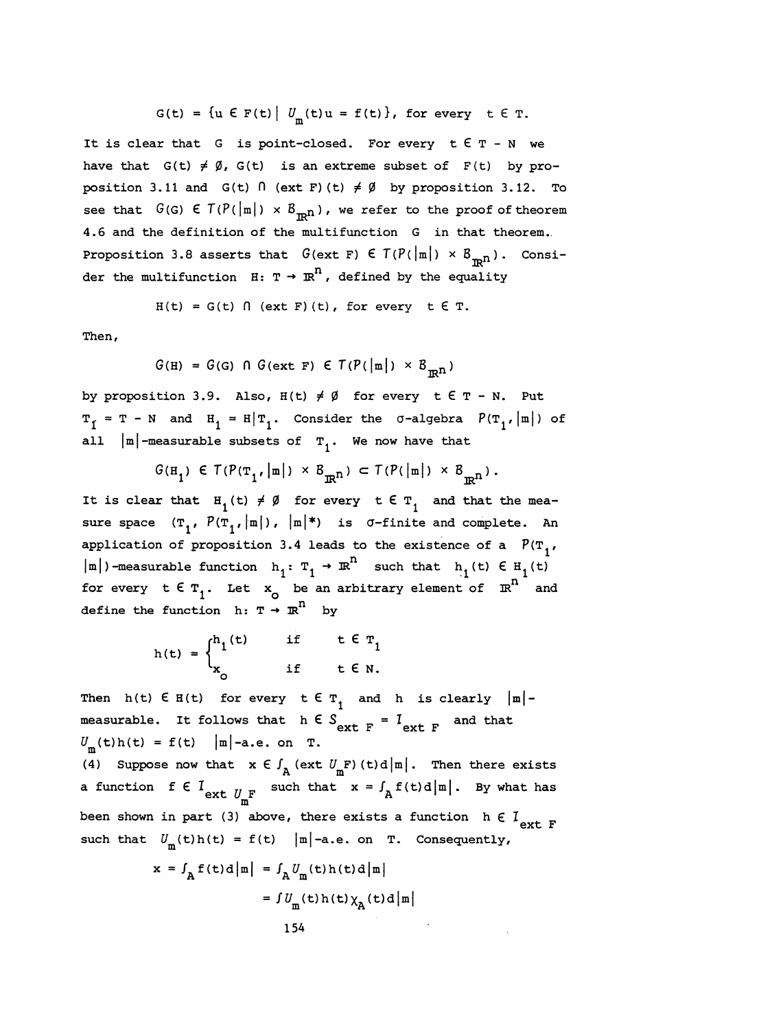$$G(t) = \{u \in F(t) \mid \mathcal{U}_m(t)u = f(t)\}, \text{ for every } t \in T.$$

It is clear that $G$ is point-closed. For every $t \in T - N$ we have that $G(t) \neq \emptyset$, $G(t)$ is an extreme subset of $F(t)$ by proposition 3.11 and $G(t) \cap (\text{ext } F)(t) \neq \emptyset$ by proposition 3.12. To see that $\mathcal{G}(G) \in \mathcal{T}(P(|m|) \times \mathcal{B}_{\mathbb{R}^n})$, we refer to the proof of theorem 4.6 and the definition of the multifunction $G$ in that theorem. Proposition 3.8 asserts that $\mathcal{G}(\text{ext } F) \in \mathcal{T}(P(|m|) \times \mathcal{B}_{\mathbb{R}^n})$. Consider the multifunction $H: T \to \mathbb{R}^n$, defined by the equality

$$H(t) = G(t) \cap (\text{ext } F)(t), \text{ for every } t \in T.$$

Then,

$$\mathcal{G}(H) = \mathcal{G}(G) \cap \mathcal{G}(\text{ext } F) \in \mathcal{T}(P(|m|) \times \mathcal{B}_{\mathbb{R}^n})$$

by proposition 3.9. Also, $H(t) \neq \emptyset$ for every $t \in T - N$. Put $T_1 = T - N$ and $H_1 = H|T_1$. Consider the $\sigma$-algebra $P(T_1, |m|)$ of all $|m|$-measurable subsets of $T_1$. We now have that

$$\mathcal{G}(H_1) \in \mathcal{T}(P(T_1, |m|) \times \mathcal{B}_{\mathbb{R}^n}) \subset \mathcal{T}(P(|m|) \times \mathcal{B}_{\mathbb{R}^n}).$$

It is clear that $H_1(t) \neq \emptyset$ for every $t \in T_1$ and that the measure space $(T_1, P(T_1, |m|), |m|^*)$ is $\sigma$-finite and complete. An application of proposition 3.4 leads to the existence of a $P(T_1, |m|)$-measurable function $h_1: T_1 \to \mathbb{R}^n$ such that $h_1(t) \in H_1(t)$ for every $t \in T_1$. Let $x_o$ be an arbitrary element of $\mathbb{R}^n$ and define the function $h: T \to \mathbb{R}^n$ by

$$h(t) = \begin{cases} h_1(t) & \text{if} \quad t \in T_1 \\ x_o & \text{if} \quad t \in N. \end{cases}$$

Then $h(t) \in H(t)$ for every $t \in T_1$ and $h$ is clearly $|m|$-measurable. It follows that $h \in S_{\text{ext } F} = \mathcal{I}_{\text{ext } F}$ and that $\mathcal{U}_m(t)h(t) = f(t)$ $|m|$-a.e. on $T$.

(4) Suppose now that $x \in \int_A (\text{ext } \mathcal{U}_m F)(t)d|m|$. Then there exists a function $f \in \mathcal{I}_{\text{ext } \mathcal{U}_m F}$ such that $x = \int_A f(t)d|m|$. By what has been shown in part (3) above, there exists a function $h \in \mathcal{I}_{\text{ext } F}$ such that $\mathcal{U}_m(t)h(t) = f(t)$ $|m|$-a.e. on $T$. Consequently,

$$\begin{aligned} x = \int_A f(t)d|m| &= \int_A \mathcal{U}_m(t)h(t)d|m| \\ &= \int \mathcal{U}_m(t)h(t)\chi_A(t)d|m| \end{aligned}$$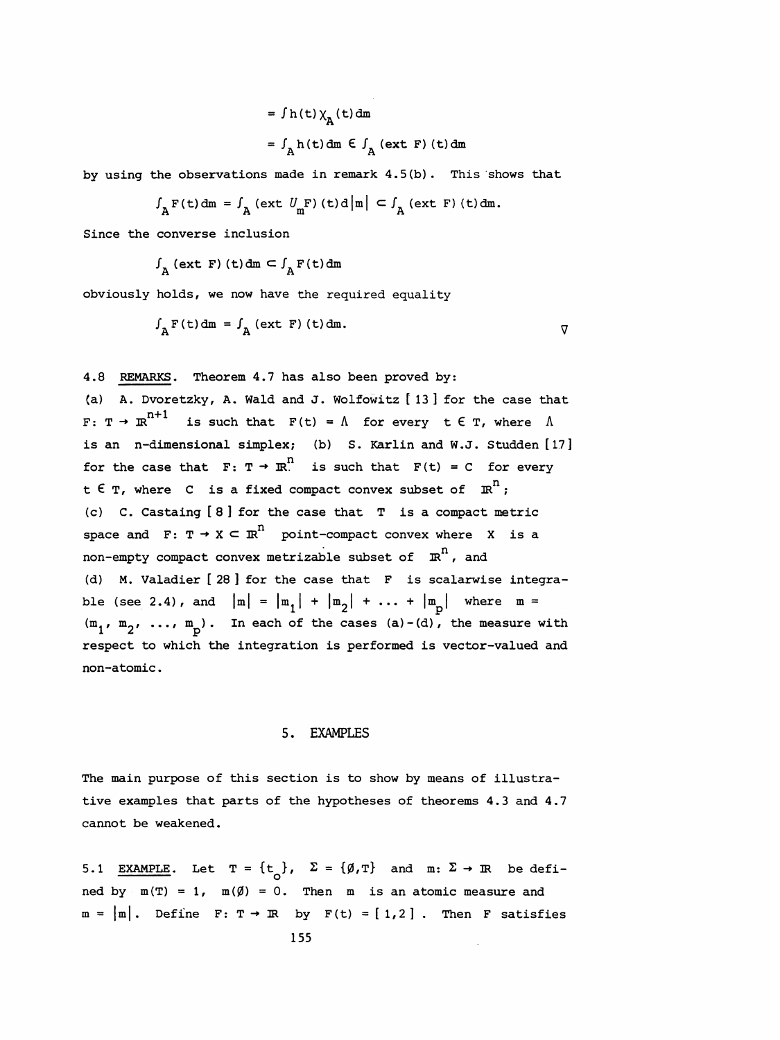$$= \int h(t)\chi_A(t)\,dm$$

$$= \int_A h(t)\,dm \in \int_A (\text{ext } F)(t)\,dm$$

by using the observations made in remark 4.5(b). This shows that

$$\int_A F(t)\,dm = \int_A (\text{ext } U_m F)(t)\,d|m| \subset \int_A (\text{ext } F)(t)\,dm.$$

Since the converse inclusion

$$\int_A (\text{ext } F)(t)\,dm \subset \int_A F(t)\,dm$$

obviously holds, we now have the required equality

$$\int_A F(t)\,dm = \int_A (\text{ext } F)(t)\,dm. \qquad \nabla$$

4.8 <u>REMARKS</u>. Theorem 4.7 has also been proved by:
(a) A. Dvoretzky, A. Wald and J. Wolfowitz [13] for the case that $F: T \to \mathbb{R}^{n+1}$ is such that $F(t) = \Lambda$ for every $t \in T$, where $\Lambda$ is an n-dimensional simplex; (b) S. Karlin and W.J. Studden [17] for the case that $F: T \to \mathbb{R}^n$ is such that $F(t) = C$ for every $t \in T$, where $C$ is a fixed compact convex subset of $\mathbb{R}^n$;
(c) C. Castaing [8] for the case that $T$ is a compact metric space and $F: T \to X \subset \mathbb{R}^n$ point-compact convex where $X$ is a non-empty compact convex metrizable subset of $\mathbb{R}^n$, and
(d) M. Valadier [28] for the case that $F$ is scalarwise integrable (see 2.4), and $|m| = |m_1| + |m_2| + \ldots + |m_p|$ where $m = (m_1, m_2, \ldots, m_p)$. In each of the cases (a)-(d), the measure with respect to which the integration is performed is vector-valued and non-atomic.

## 5. EXAMPLES

The main purpose of this section is to show by means of illustrative examples that parts of the hypotheses of theorems 4.3 and 4.7 cannot be weakened.

5.1 <u>EXAMPLE</u>. Let $T = \{t_o\}$, $\Sigma = \{\emptyset, T\}$ and $m: \Sigma \to \mathbb{R}$ be defined by $m(T) = 1$, $m(\emptyset) = 0$. Then $m$ is an atomic measure and $m = |m|$. Define $F: T \to \mathbb{R}$ by $F(t) = [1,2]$. Then $F$ satisfies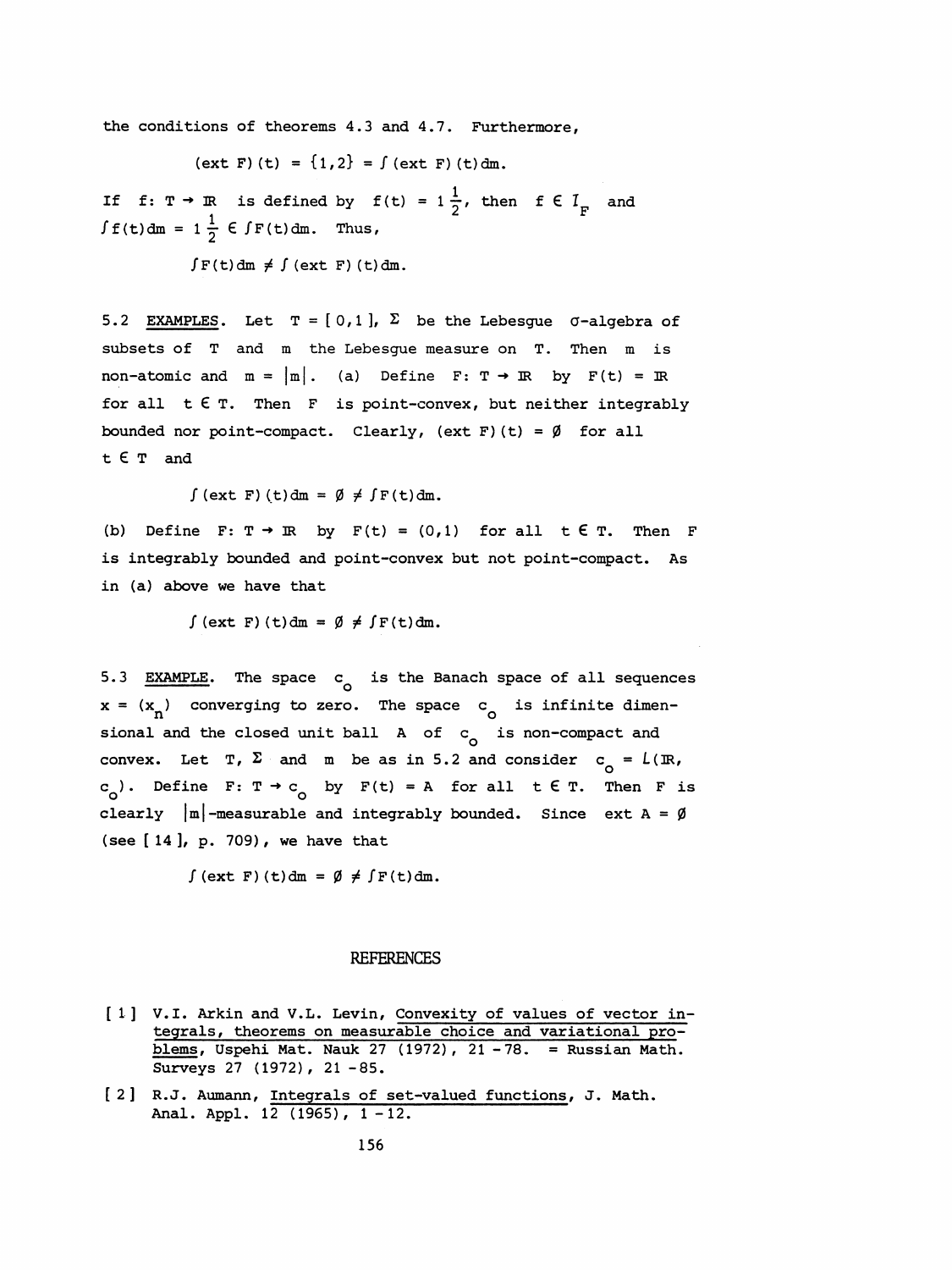the conditions of theorems 4.3 and 4.7. Furthermore,

$$(\text{ext } F)(t) = \{1,2\} = \int (\text{ext } F)(t)dm.$$

If $f: T \to \mathbb{R}$ is defined by $f(t) = 1\frac{1}{2}$, then $f \in I_F$ and $\int f(t)dm = 1\frac{1}{2} \in \int F(t)dm$. Thus,

$$\int F(t)dm \neq \int (\text{ext } F)(t)dm.$$

5.2 EXAMPLES. Let $T = [0,1]$, $\Sigma$ be the Lebesgue $\sigma$-algebra of subsets of $T$ and $m$ the Lebesgue measure on $T$. Then $m$ is non-atomic and $m = |m|$. (a) Define $F: T \to \mathbb{R}$ by $F(t) = \mathbb{R}$ for all $t \in T$. Then $F$ is point-convex, but neither integrably bounded nor point-compact. Clearly, $(\text{ext } F)(t) = \emptyset$ for all $t \in T$ and

$$\int (\text{ext } F)(t)dm = \emptyset \neq \int F(t)dm.$$

(b) Define $F: T \to \mathbb{R}$ by $F(t) = (0,1)$ for all $t \in T$. Then $F$ is integrably bounded and point-convex but not point-compact. As in (a) above we have that

$$\int (\text{ext } F)(t)dm = \emptyset \neq \int F(t)dm.$$

5.3 EXAMPLE. The space $c_o$ is the Banach space of all sequences $x = (x_n)$ converging to zero. The space $c_o$ is infinite dimensional and the closed unit ball $A$ of $c_o$ is non-compact and convex. Let $T$, $\Sigma$ and $m$ be as in 5.2 and consider $c_o = L(\mathbb{R}, c_o)$. Define $F: T \to c_o$ by $F(t) = A$ for all $t \in T$. Then $F$ is clearly $|m|$-measurable and integrably bounded. Since $\text{ext } A = \emptyset$ (see [14], p. 709), we have that

$$\int (\text{ext } F)(t)dm = \emptyset \neq \int F(t)dm.$$

## REFERENCES

[1] V.I. Arkin and V.L. Levin, Convexity of values of vector integrals, theorems on measurable choice and variational problems, Uspehi Mat. Nauk 27 (1972), 21-78. = Russian Math. Surveys 27 (1972), 21-85.

[2] R.J. Aumann, Integrals of set-valued functions, J. Math. Anal. Appl. 12 (1965), 1-12.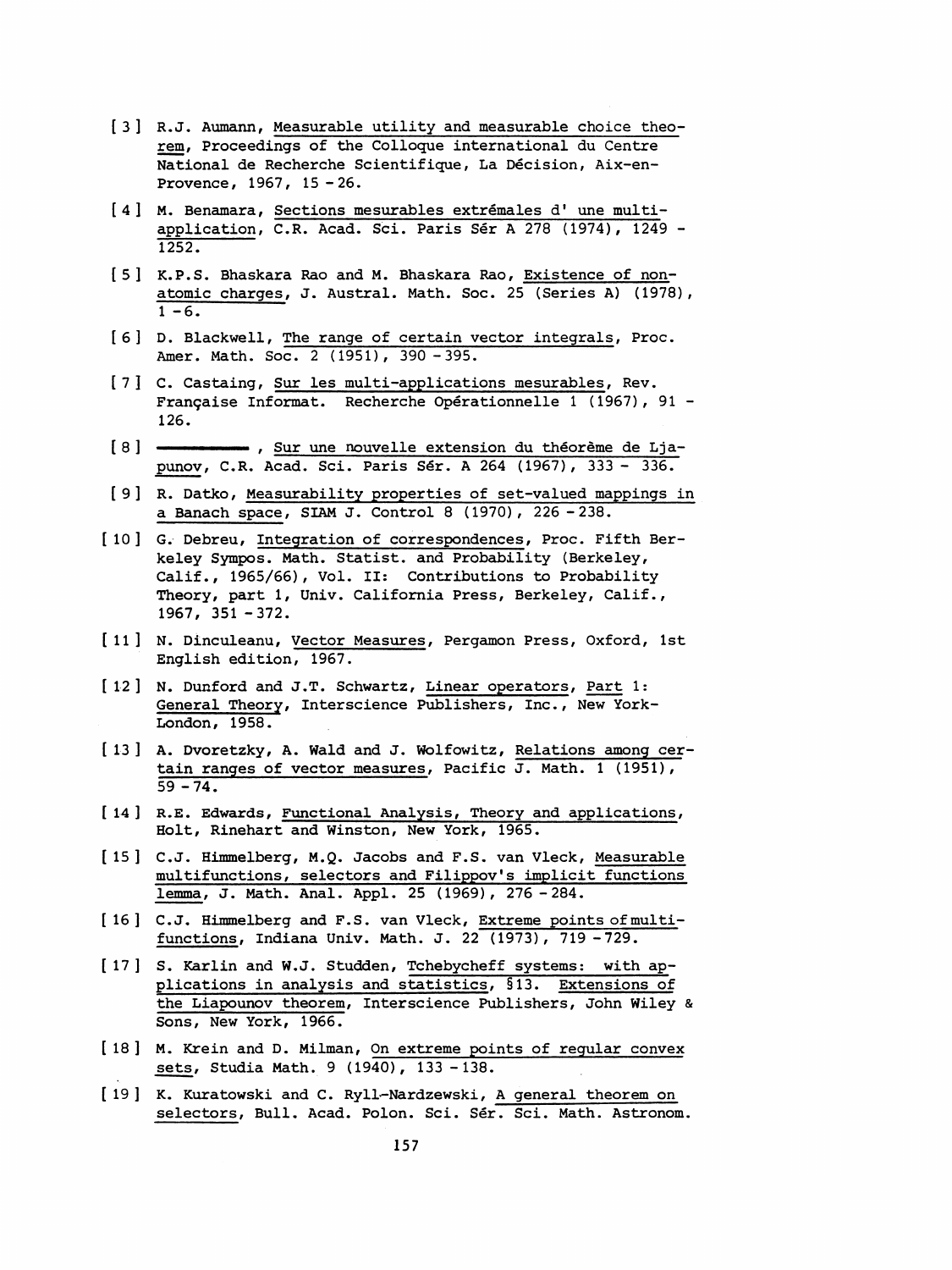[3] R.J. Aumann, Measurable utility and measurable choice theorem, Proceedings of the Colloque international du Centre National de Recherche Scientifique, La Décision, Aix-en-Provence, 1967, 15 - 26.

[4] M. Benamara, Sections mesurables extrémales d' une multi-application, C.R. Acad. Sci. Paris Sér A 278 (1974), 1249 - 1252.

[5] K.P.S. Bhaskara Rao and M. Bhaskara Rao, Existence of non-atomic charges, J. Austral. Math. Soc. 25 (Series A) (1978), 1 - 6.

[6] D. Blackwell, The range of certain vector integrals, Proc. Amer. Math. Soc. 2 (1951), 390 - 395.

[7] C. Castaing, Sur les multi-applications mesurables, Rev. Française Informat. Recherche Opérationnelle 1 (1967), 91 - 126.

[8] ———, Sur une nouvelle extension du théorème de Ljapunov, C.R. Acad. Sci. Paris Sér. A 264 (1967), 333 - 336.

[9] R. Datko, Measurability properties of set-valued mappings in a Banach space, SIAM J. Control 8 (1970), 226 - 238.

[10] G. Debreu, Integration of correspondences, Proc. Fifth Berkeley Sympos. Math. Statist. and Probability (Berkeley, Calif., 1965/66), Vol. II: Contributions to Probability Theory, part 1, Univ. California Press, Berkeley, Calif., 1967, 351 - 372.

[11] N. Dinculeanu, Vector Measures, Pergamon Press, Oxford, 1st English edition, 1967.

[12] N. Dunford and J.T. Schwartz, Linear operators, Part 1: General Theory, Interscience Publishers, Inc., New York-London, 1958.

[13] A. Dvoretzky, A. Wald and J. Wolfowitz, Relations among certain ranges of vector measures, Pacific J. Math. 1 (1951), 59 - 74.

[14] R.E. Edwards, Functional Analysis, Theory and applications, Holt, Rinehart and Winston, New York, 1965.

[15] C.J. Himmelberg, M.Q. Jacobs and F.S. van Vleck, Measurable multifunctions, selectors and Filippov's implicit functions lemma, J. Math. Anal. Appl. 25 (1969), 276 - 284.

[16] C.J. Himmelberg and F.S. van Vleck, Extreme points of multifunctions, Indiana Univ. Math. J. 22 (1973), 719 - 729.

[17] S. Karlin and W.J. Studden, Tchebycheff systems: with applications in analysis and statistics, §13. Extensions of the Liapounov theorem, Interscience Publishers, John Wiley & Sons, New York, 1966.

[18] M. Krein and D. Milman, On extreme points of regular convex sets, Studia Math. 9 (1940), 133 - 138.

[19] K. Kuratowski and C. Ryll-Nardzewski, A general theorem on selectors, Bull. Acad. Polon. Sci. Sér. Sci. Math. Astronom.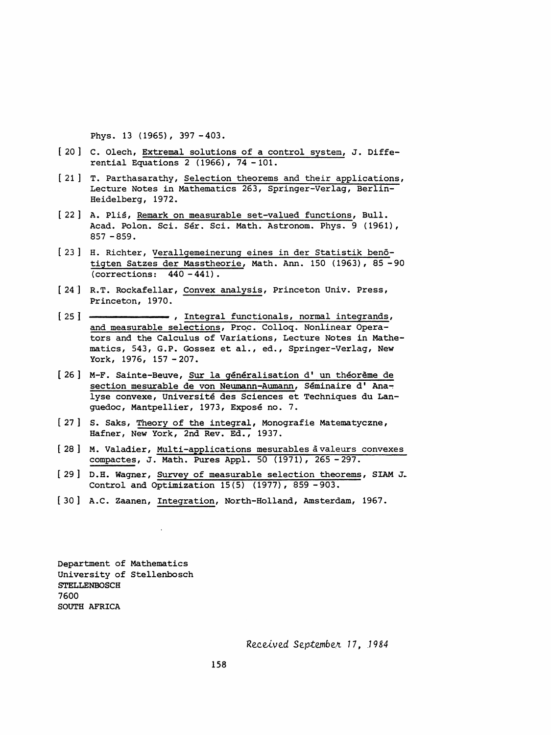Phys. 13 (1965), 397 - 403.

[20] C. Olech, Extremal solutions of a control system, J. Differential Equations 2 (1966), 74 - 101.

[21] T. Parthasarathy, Selection theorems and their applications, Lecture Notes in Mathematics 263, Springer-Verlag, Berlin-Heidelberg, 1972.

[22] A. Pliś, Remark on measurable set-valued functions, Bull. Acad. Polon. Sci. Sér. Sci. Math. Astronom. Phys. 9 (1961), 857 - 859.

[23] H. Richter, Verallgemeinerung eines in der Statistik benötigten Satzes der Masstheorie, Math. Ann. 150 (1963), 85 - 90 (corrections: 440 - 441).

[24] R.T. Rockafellar, Convex analysis, Princeton Univ. Press, Princeton, 1970.

[25] ————————, Integral functionals, normal integrands, and measurable selections, Proc. Colloq. Nonlinear Operators and the Calculus of Variations, Lecture Notes in Mathematics, 543, G.P. Gossez et al., ed., Springer-Verlag, New York, 1976, 157 - 207.

[26] M-F. Sainte-Beuve, Sur la généralisation d' un théorème de section mesurable de von Neumann-Aumann, Séminaire d' Analyse convexe, Université des Sciences et Techniques du Languedoc, Mantpellier, 1973, Exposé no. 7.

[27] S. Saks, Theory of the integral, Monografie Matematyczne, Hafner, New York, 2nd Rev. Ed., 1937.

[28] M. Valadier, Multi-applications mesurables à valeurs convexes compactes, J. Math. Pures Appl. 50 (1971), 265 - 297.

[29] D.H. Wagner, Survey of measurable selection theorems, SIAM J. Control and Optimization 15(5) (1977), 859 - 903.

[30] A.C. Zaanen, Integration, North-Holland, Amsterdam, 1967.

Department of Mathematics
University of Stellenbosch
STELLENBOSCH
7600
SOUTH AFRICA

*Received September 17, 1984*